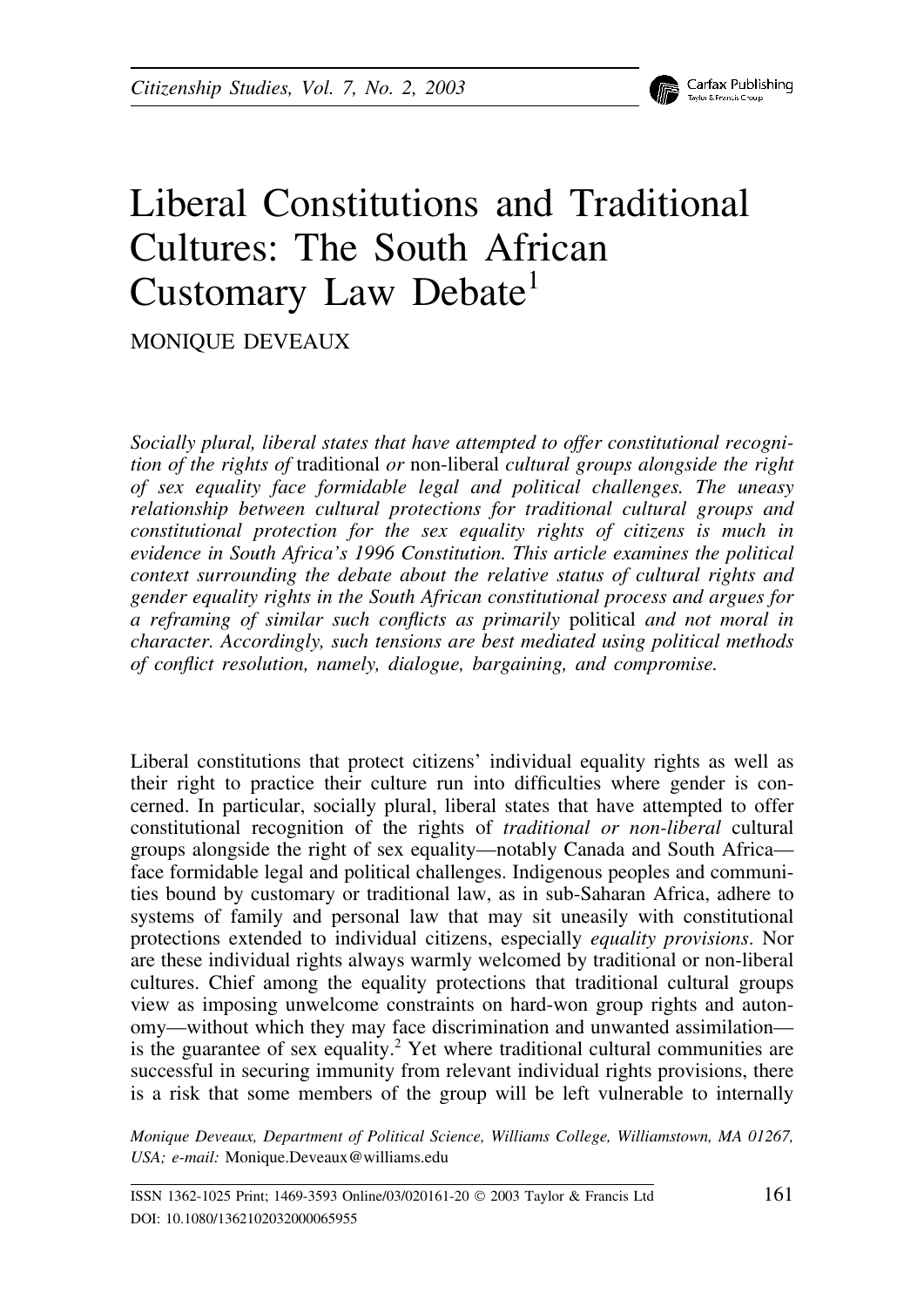# Liberal Constitutions and Traditional Cultures: The South African Customary Law Debate[1]

MONIQUE DEVEAUX

*Socially plural, liberal states that have attempted to offer constitutional recognition of the rights of* traditional *or* non-liberal *cultural groups alongside the right of sex equality face formidable legal and political challenges. The uneasy relationship between cultural protections for traditional cultural groups and constitutional protection for the sex equality rights of citizens is much in evidence in South Africa's 1996 Constitution. This article examines the political context surrounding the debate about the relative status of cultural rights and gender equality rights in the South African constitutional process and argues for a reframing of similar such conflicts as primarily* political *and not moral in character. Accordingly, such tensions are best mediated using political methods of conflict resolution, namely, dialogue, bargaining, and compromise.*

Liberal constitutions that protect citizens' individual equality rights as well as their right to practice their culture run into difficulties where gender is concerned. In particular, socially plural, liberal states that have attempted to offer constitutional recognition of the rights of *traditional or non-liberal* cultural groups alongside the right of sex equality—notably Canada and South Africa—face formidable legal and political challenges. Indigenous peoples and communities bound by customary or traditional law, as in sub-Saharan Africa, adhere to systems of family and personal law that may sit uneasily with constitutional protections extended to individual citizens, especially *equality provisions*. Nor are these individual rights always warmly welcomed by traditional or non-liberal cultures. Chief among the equality protections that traditional cultural groups view as imposing unwelcome constraints on hard-won group rights and autonomy—without which they may face discrimination and unwanted assimilation—is the guarantee of sex equality.[2] Yet where traditional cultural communities are successful in securing immunity from relevant individual rights provisions, there is a risk that some members of the group will be left vulnerable to internally

*Monique Deveaux, Department of Political Science, Williams College, Williamstown, MA 01267, USA; e-mail:* Monique.Deveaux@williams.edu

ISSN 1362-1025 Print; 1469-3593 Online/03/020161-20 © 2003 Taylor & Francis Ltd
DOI: 10.1080/1362102032000065955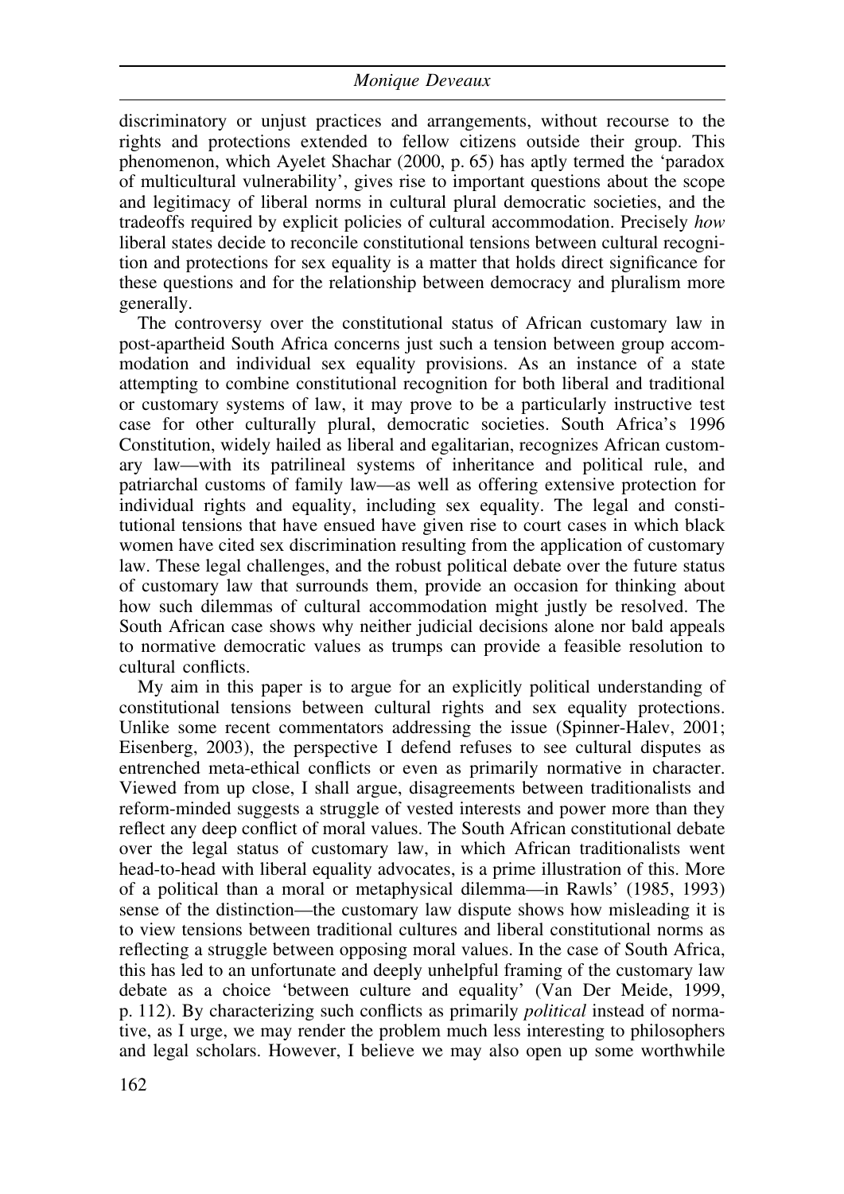discriminatory or unjust practices and arrangements, without recourse to the rights and protections extended to fellow citizens outside their group. This phenomenon, which Ayelet Shachar (2000, p. 65) has aptly termed the 'paradox of multicultural vulnerability', gives rise to important questions about the scope and legitimacy of liberal norms in cultural plural democratic societies, and the tradeoffs required by explicit policies of cultural accommodation. Precisely *how* liberal states decide to reconcile constitutional tensions between cultural recognition and protections for sex equality is a matter that holds direct significance for these questions and for the relationship between democracy and pluralism more generally.

The controversy over the constitutional status of African customary law in post-apartheid South Africa concerns just such a tension between group accommodation and individual sex equality provisions. As an instance of a state attempting to combine constitutional recognition for both liberal and traditional or customary systems of law, it may prove to be a particularly instructive test case for other culturally plural, democratic societies. South Africa's 1996 Constitution, widely hailed as liberal and egalitarian, recognizes African customary law—with its patrilineal systems of inheritance and political rule, and patriarchal customs of family law—as well as offering extensive protection for individual rights and equality, including sex equality. The legal and constitutional tensions that have ensued have given rise to court cases in which black women have cited sex discrimination resulting from the application of customary law. These legal challenges, and the robust political debate over the future status of customary law that surrounds them, provide an occasion for thinking about how such dilemmas of cultural accommodation might justly be resolved. The South African case shows why neither judicial decisions alone nor bald appeals to normative democratic values as trumps can provide a feasible resolution to cultural conflicts.

My aim in this paper is to argue for an explicitly political understanding of constitutional tensions between cultural rights and sex equality protections. Unlike some recent commentators addressing the issue (Spinner-Halev, 2001; Eisenberg, 2003), the perspective I defend refuses to see cultural disputes as entrenched meta-ethical conflicts or even as primarily normative in character. Viewed from up close, I shall argue, disagreements between traditionalists and reform-minded suggests a struggle of vested interests and power more than they reflect any deep conflict of moral values. The South African constitutional debate over the legal status of customary law, in which African traditionalists went head-to-head with liberal equality advocates, is a prime illustration of this. More of a political than a moral or metaphysical dilemma—in Rawls' (1985, 1993) sense of the distinction—the customary law dispute shows how misleading it is to view tensions between traditional cultures and liberal constitutional norms as reflecting a struggle between opposing moral values. In the case of South Africa, this has led to an unfortunate and deeply unhelpful framing of the customary law debate as a choice 'between culture and equality' (Van Der Meide, 1999, p. 112). By characterizing such conflicts as primarily *political* instead of normative, as I urge, we may render the problem much less interesting to philosophers and legal scholars. However, I believe we may also open up some worthwhile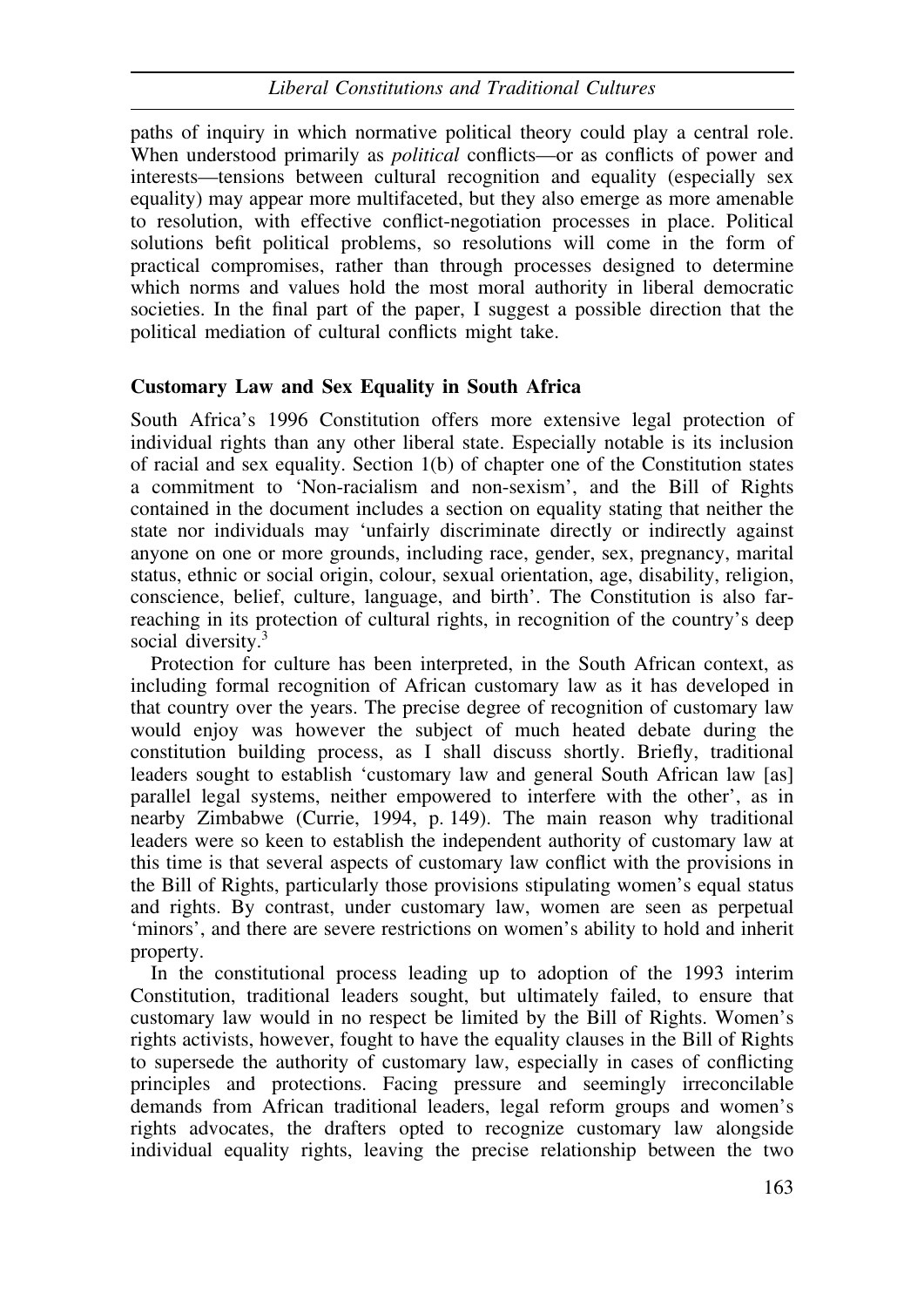paths of inquiry in which normative political theory could play a central role. When understood primarily as *political* conflicts—or as conflicts of power and interests—tensions between cultural recognition and equality (especially sex equality) may appear more multifaceted, but they also emerge as more amenable to resolution, with effective conflict-negotiation processes in place. Political solutions befit political problems, so resolutions will come in the form of practical compromises, rather than through processes designed to determine which norms and values hold the most moral authority in liberal democratic societies. In the final part of the paper, I suggest a possible direction that the political mediation of cultural conflicts might take.

## Customary Law and Sex Equality in South Africa

South Africa's 1996 Constitution offers more extensive legal protection of individual rights than any other liberal state. Especially notable is its inclusion of racial and sex equality. Section 1(b) of chapter one of the Constitution states a commitment to 'Non-racialism and non-sexism', and the Bill of Rights contained in the document includes a section on equality stating that neither the state nor individuals may 'unfairly discriminate directly or indirectly against anyone on one or more grounds, including race, gender, sex, pregnancy, marital status, ethnic or social origin, colour, sexual orientation, age, disability, religion, conscience, belief, culture, language, and birth'. The Constitution is also far-reaching in its protection of cultural rights, in recognition of the country's deep social diversity.[3]

Protection for culture has been interpreted, in the South African context, as including formal recognition of African customary law as it has developed in that country over the years. The precise degree of recognition of customary law would enjoy was however the subject of much heated debate during the constitution building process, as I shall discuss shortly. Briefly, traditional leaders sought to establish 'customary law and general South African law [as] parallel legal systems, neither empowered to interfere with the other', as in nearby Zimbabwe (Currie, 1994, p. 149). The main reason why traditional leaders were so keen to establish the independent authority of customary law at this time is that several aspects of customary law conflict with the provisions in the Bill of Rights, particularly those provisions stipulating women's equal status and rights. By contrast, under customary law, women are seen as perpetual 'minors', and there are severe restrictions on women's ability to hold and inherit property.

In the constitutional process leading up to adoption of the 1993 interim Constitution, traditional leaders sought, but ultimately failed, to ensure that customary law would in no respect be limited by the Bill of Rights. Women's rights activists, however, fought to have the equality clauses in the Bill of Rights to supersede the authority of customary law, especially in cases of conflicting principles and protections. Facing pressure and seemingly irreconcilable demands from African traditional leaders, legal reform groups and women's rights advocates, the drafters opted to recognize customary law alongside individual equality rights, leaving the precise relationship between the two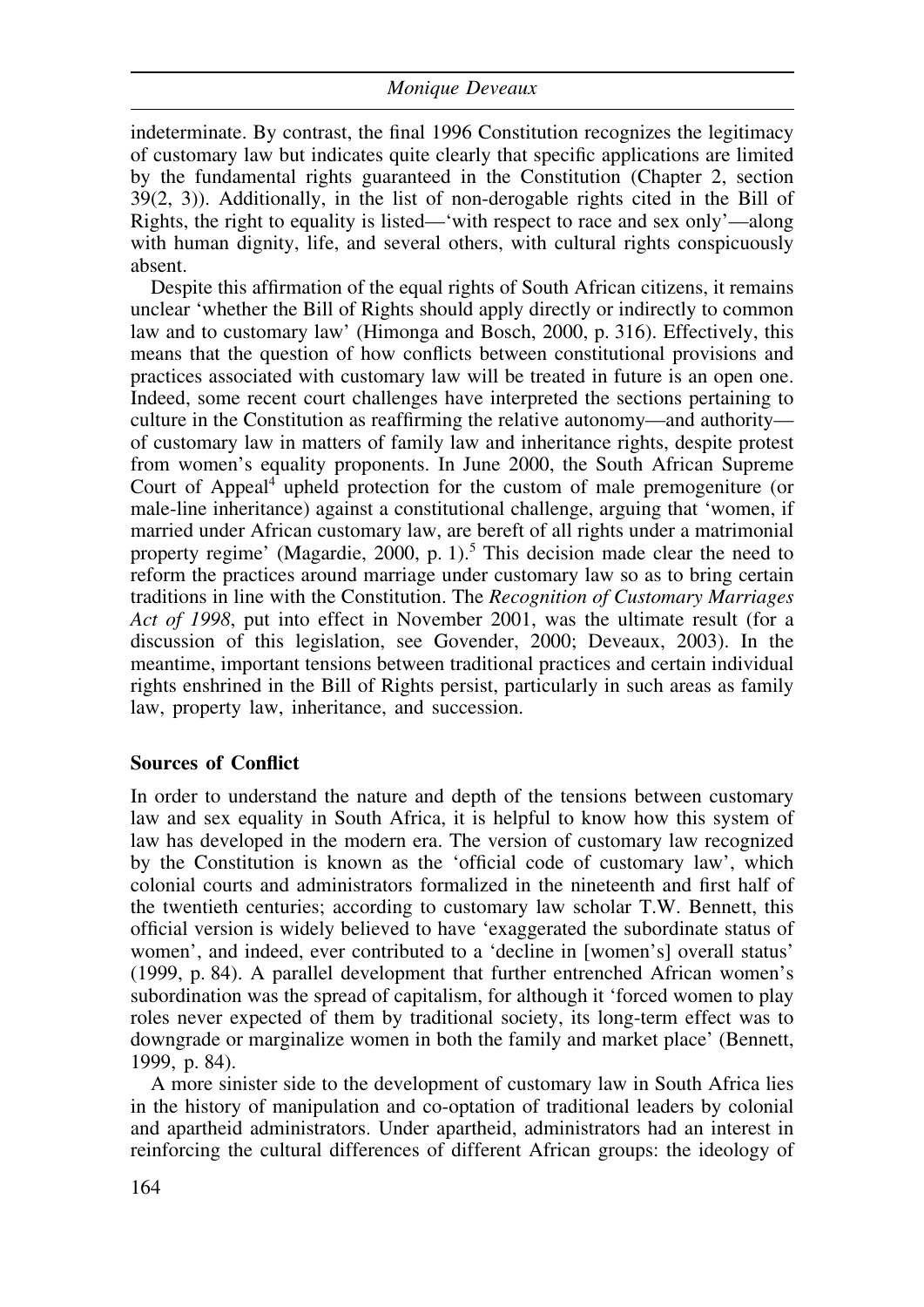indeterminate. By contrast, the final 1996 Constitution recognizes the legitimacy of customary law but indicates quite clearly that specific applications are limited by the fundamental rights guaranteed in the Constitution (Chapter 2, section 39(2, 3)). Additionally, in the list of non-derogable rights cited in the Bill of Rights, the right to equality is listed—'with respect to race and sex only'—along with human dignity, life, and several others, with cultural rights conspicuously absent.

Despite this affirmation of the equal rights of South African citizens, it remains unclear 'whether the Bill of Rights should apply directly or indirectly to common law and to customary law' (Himonga and Bosch, 2000, p. 316). Effectively, this means that the question of how conflicts between constitutional provisions and practices associated with customary law will be treated in future is an open one. Indeed, some recent court challenges have interpreted the sections pertaining to culture in the Constitution as reaffirming the relative autonomy—and authority—of customary law in matters of family law and inheritance rights, despite protest from women's equality proponents. In June 2000, the South African Supreme Court of Appeal[4] upheld protection for the custom of male premogeniture (or male-line inheritance) against a constitutional challenge, arguing that 'women, if married under African customary law, are bereft of all rights under a matrimonial property regime' (Magardie, 2000, p. 1).[5] This decision made clear the need to reform the practices around marriage under customary law so as to bring certain traditions in line with the Constitution. The *Recognition of Customary Marriages Act of 1998*, put into effect in November 2001, was the ultimate result (for a discussion of this legislation, see Govender, 2000; Deveaux, 2003). In the meantime, important tensions between traditional practices and certain individual rights enshrined in the Bill of Rights persist, particularly in such areas as family law, property law, inheritance, and succession.

**Sources of Conflict**

In order to understand the nature and depth of the tensions between customary law and sex equality in South Africa, it is helpful to know how this system of law has developed in the modern era. The version of customary law recognized by the Constitution is known as the 'official code of customary law', which colonial courts and administrators formalized in the nineteenth and first half of the twentieth centuries; according to customary law scholar T.W. Bennett, this official version is widely believed to have 'exaggerated the subordinate status of women', and indeed, ever contributed to a 'decline in [women's] overall status' (1999, p. 84). A parallel development that further entrenched African women's subordination was the spread of capitalism, for although it 'forced women to play roles never expected of them by traditional society, its long-term effect was to downgrade or marginalize women in both the family and market place' (Bennett, 1999, p. 84).

A more sinister side to the development of customary law in South Africa lies in the history of manipulation and co-optation of traditional leaders by colonial and apartheid administrators. Under apartheid, administrators had an interest in reinforcing the cultural differences of different African groups: the ideology of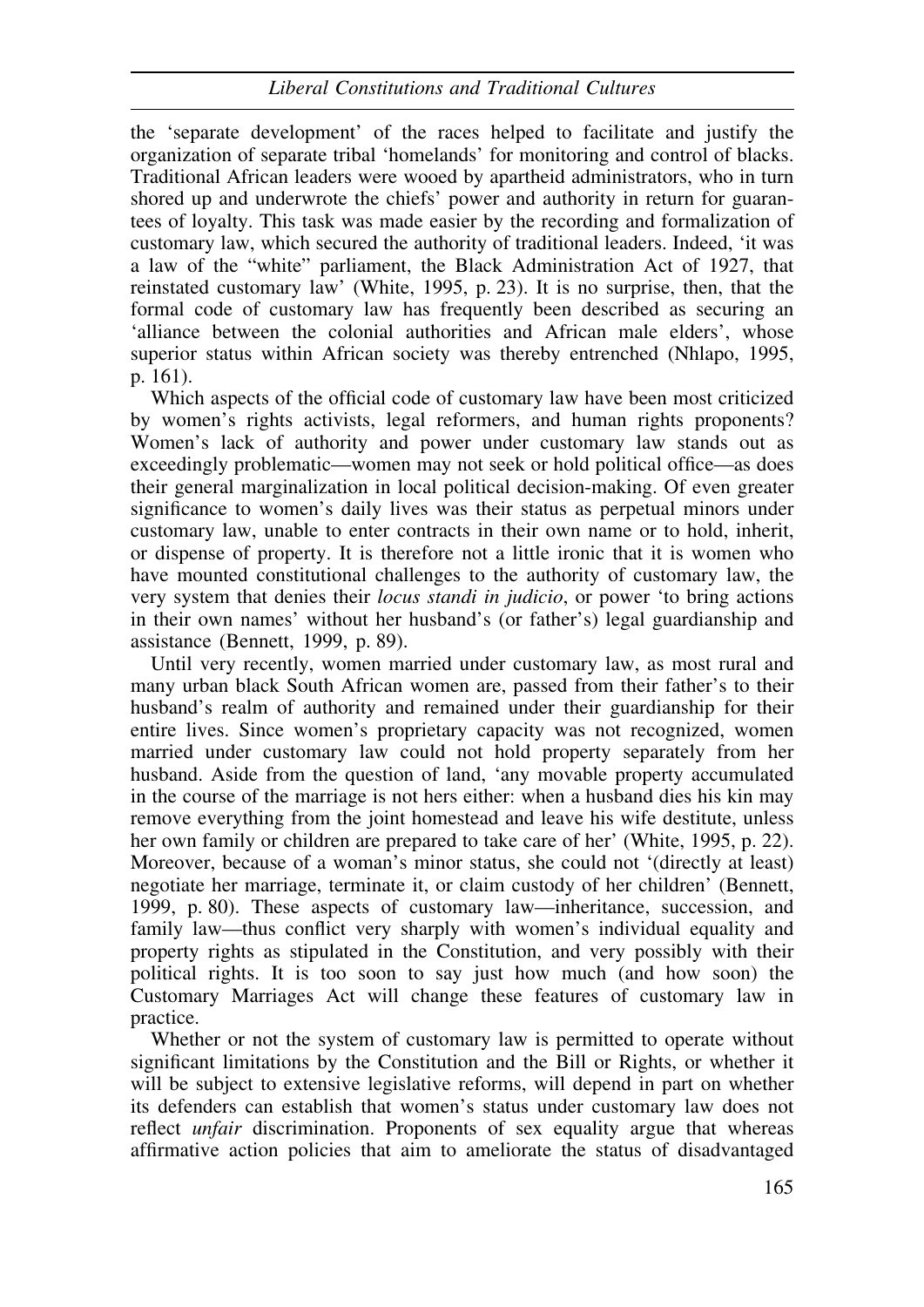the 'separate development' of the races helped to facilitate and justify the organization of separate tribal 'homelands' for monitoring and control of blacks. Traditional African leaders were wooed by apartheid administrators, who in turn shored up and underwrote the chiefs' power and authority in return for guarantees of loyalty. This task was made easier by the recording and formalization of customary law, which secured the authority of traditional leaders. Indeed, 'it was a law of the "white" parliament, the Black Administration Act of 1927, that reinstated customary law' (White, 1995, p. 23). It is no surprise, then, that the formal code of customary law has frequently been described as securing an 'alliance between the colonial authorities and African male elders', whose superior status within African society was thereby entrenched (Nhlapo, 1995, p. 161).

Which aspects of the official code of customary law have been most criticized by women's rights activists, legal reformers, and human rights proponents? Women's lack of authority and power under customary law stands out as exceedingly problematic—women may not seek or hold political office—as does their general marginalization in local political decision-making. Of even greater significance to women's daily lives was their status as perpetual minors under customary law, unable to enter contracts in their own name or to hold, inherit, or dispense of property. It is therefore not a little ironic that it is women who have mounted constitutional challenges to the authority of customary law, the very system that denies their *locus standi in judicio*, or power 'to bring actions in their own names' without her husband's (or father's) legal guardianship and assistance (Bennett, 1999, p. 89).

Until very recently, women married under customary law, as most rural and many urban black South African women are, passed from their father's to their husband's realm of authority and remained under their guardianship for their entire lives. Since women's proprietary capacity was not recognized, women married under customary law could not hold property separately from her husband. Aside from the question of land, 'any movable property accumulated in the course of the marriage is not hers either: when a husband dies his kin may remove everything from the joint homestead and leave his wife destitute, unless her own family or children are prepared to take care of her' (White, 1995, p. 22). Moreover, because of a woman's minor status, she could not '(directly at least) negotiate her marriage, terminate it, or claim custody of her children' (Bennett, 1999, p. 80). These aspects of customary law—inheritance, succession, and family law—thus conflict very sharply with women's individual equality and property rights as stipulated in the Constitution, and very possibly with their political rights. It is too soon to say just how much (and how soon) the Customary Marriages Act will change these features of customary law in practice.

Whether or not the system of customary law is permitted to operate without significant limitations by the Constitution and the Bill or Rights, or whether it will be subject to extensive legislative reforms, will depend in part on whether its defenders can establish that women's status under customary law does not reflect *unfair* discrimination. Proponents of sex equality argue that whereas affirmative action policies that aim to ameliorate the status of disadvantaged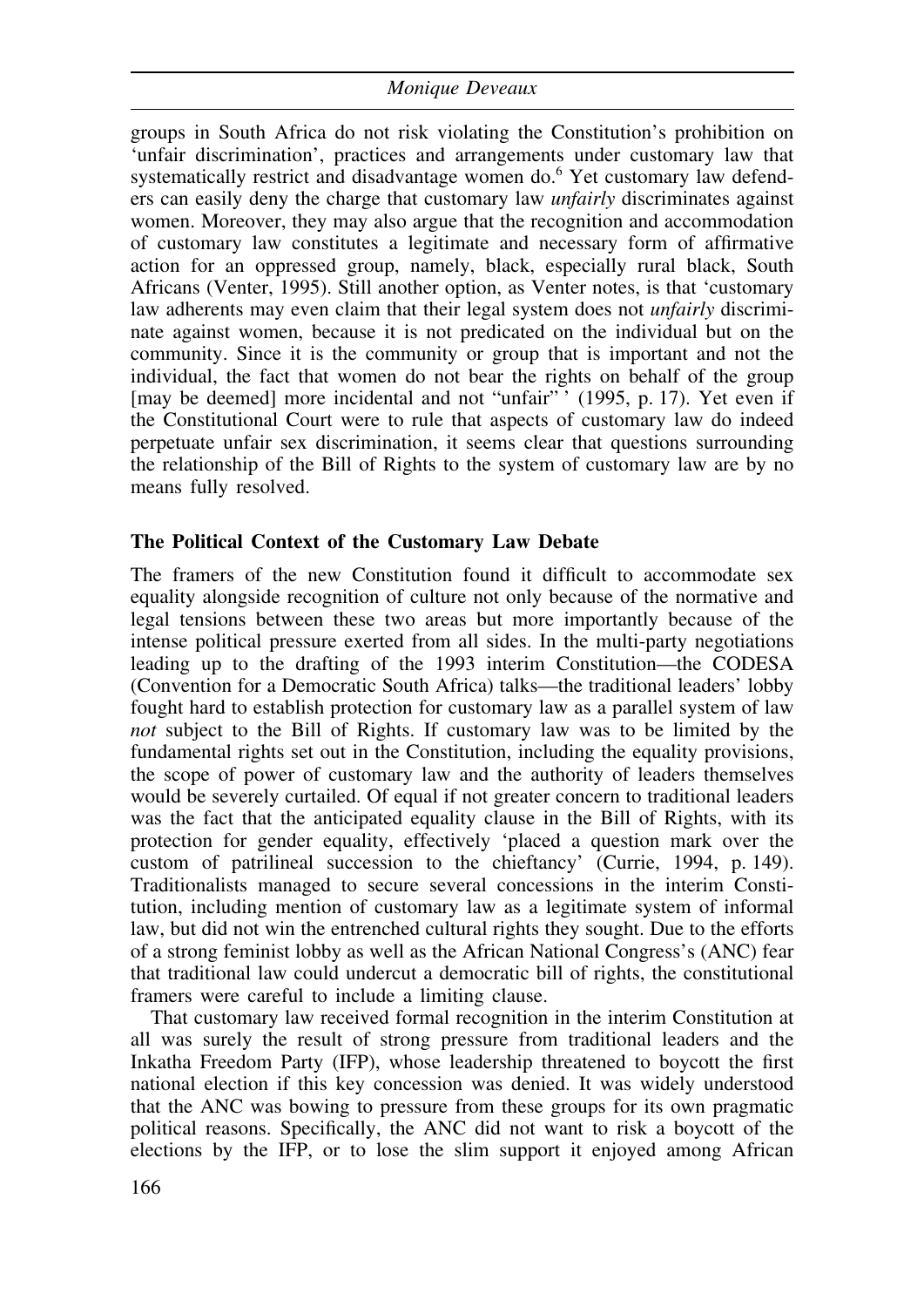groups in South Africa do not risk violating the Constitution's prohibition on 'unfair discrimination', practices and arrangements under customary law that systematically restrict and disadvantage women do.[6] Yet customary law defenders can easily deny the charge that customary law *unfairly* discriminates against women. Moreover, they may also argue that the recognition and accommodation of customary law constitutes a legitimate and necessary form of affirmative action for an oppressed group, namely, black, especially rural black, South Africans (Venter, 1995). Still another option, as Venter notes, is that 'customary law adherents may even claim that their legal system does not *unfairly* discriminate against women, because it is not predicated on the individual but on the community. Since it is the community or group that is important and not the individual, the fact that women do not bear the rights on behalf of the group [may be deemed] more incidental and not "unfair" ' (1995, p. 17). Yet even if the Constitutional Court were to rule that aspects of customary law do indeed perpetuate unfair sex discrimination, it seems clear that questions surrounding the relationship of the Bill of Rights to the system of customary law are by no means fully resolved.

## The Political Context of the Customary Law Debate

The framers of the new Constitution found it difficult to accommodate sex equality alongside recognition of culture not only because of the normative and legal tensions between these two areas but more importantly because of the intense political pressure exerted from all sides. In the multi-party negotiations leading up to the drafting of the 1993 interim Constitution—the CODESA (Convention for a Democratic South Africa) talks—the traditional leaders' lobby fought hard to establish protection for customary law as a parallel system of law *not* subject to the Bill of Rights. If customary law was to be limited by the fundamental rights set out in the Constitution, including the equality provisions, the scope of power of customary law and the authority of leaders themselves would be severely curtailed. Of equal if not greater concern to traditional leaders was the fact that the anticipated equality clause in the Bill of Rights, with its protection for gender equality, effectively 'placed a question mark over the custom of patrilineal succession to the chieftancy' (Currie, 1994, p. 149). Traditionalists managed to secure several concessions in the interim Constitution, including mention of customary law as a legitimate system of informal law, but did not win the entrenched cultural rights they sought. Due to the efforts of a strong feminist lobby as well as the African National Congress's (ANC) fear that traditional law could undercut a democratic bill of rights, the constitutional framers were careful to include a limiting clause.

That customary law received formal recognition in the interim Constitution at all was surely the result of strong pressure from traditional leaders and the Inkatha Freedom Party (IFP), whose leadership threatened to boycott the first national election if this key concession was denied. It was widely understood that the ANC was bowing to pressure from these groups for its own pragmatic political reasons. Specifically, the ANC did not want to risk a boycott of the elections by the IFP, or to lose the slim support it enjoyed among African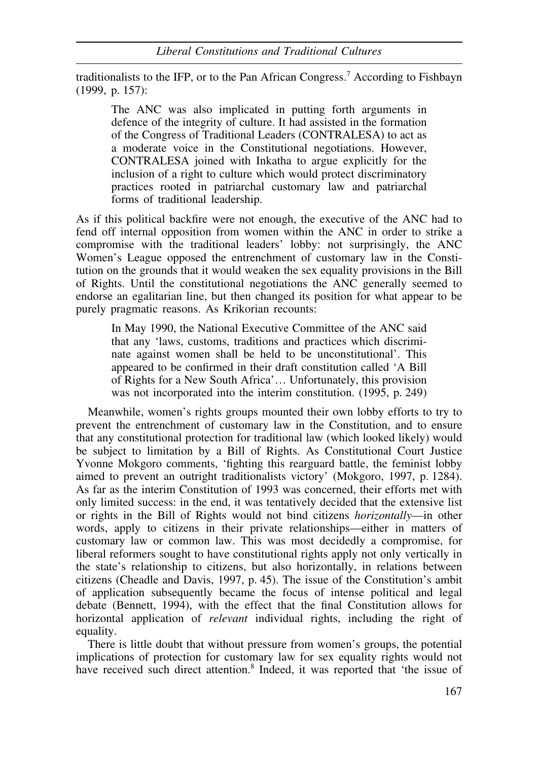traditionalists to the IFP, or to the Pan African Congress.[7] According to Fishbayn (1999, p. 157):

> The ANC was also implicated in putting forth arguments in defence of the integrity of culture. It had assisted in the formation of the Congress of Traditional Leaders (CONTRALESA) to act as a moderate voice in the Constitutional negotiations. However, CONTRALESA joined with Inkatha to argue explicitly for the inclusion of a right to culture which would protect discriminatory practices rooted in patriarchal customary law and patriarchal forms of traditional leadership.

As if this political backfire were not enough, the executive of the ANC had to fend off internal opposition from women within the ANC in order to strike a compromise with the traditional leaders' lobby: not surprisingly, the ANC Women's League opposed the entrenchment of customary law in the Constitution on the grounds that it would weaken the sex equality provisions in the Bill of Rights. Until the constitutional negotiations the ANC generally seemed to endorse an egalitarian line, but then changed its position for what appear to be purely pragmatic reasons. As Krikorian recounts:

> In May 1990, the National Executive Committee of the ANC said that any 'laws, customs, traditions and practices which discriminate against women shall be held to be unconstitutional'. This appeared to be confirmed in their draft constitution called 'A Bill of Rights for a New South Africa'… Unfortunately, this provision was not incorporated into the interim constitution. (1995, p. 249)

Meanwhile, women's rights groups mounted their own lobby efforts to try to prevent the entrenchment of customary law in the Constitution, and to ensure that any constitutional protection for traditional law (which looked likely) would be subject to limitation by a Bill of Rights. As Constitutional Court Justice Yvonne Mokgoro comments, 'fighting this rearguard battle, the feminist lobby aimed to prevent an outright traditionalists victory' (Mokgoro, 1997, p. 1284). As far as the interim Constitution of 1993 was concerned, their efforts met with only limited success: in the end, it was tentatively decided that the extensive list or rights in the Bill of Rights would not bind citizens *horizontally*—in other words, apply to citizens in their private relationships—either in matters of customary law or common law. This was most decidedly a compromise, for liberal reformers sought to have constitutional rights apply not only vertically in the state's relationship to citizens, but also horizontally, in relations between citizens (Cheadle and Davis, 1997, p. 45). The issue of the Constitution's ambit of application subsequently became the focus of intense political and legal debate (Bennett, 1994), with the effect that the final Constitution allows for horizontal application of *relevant* individual rights, including the right of equality.

There is little doubt that without pressure from women's groups, the potential implications of protection for customary law for sex equality rights would not have received such direct attention.[8] Indeed, it was reported that 'the issue of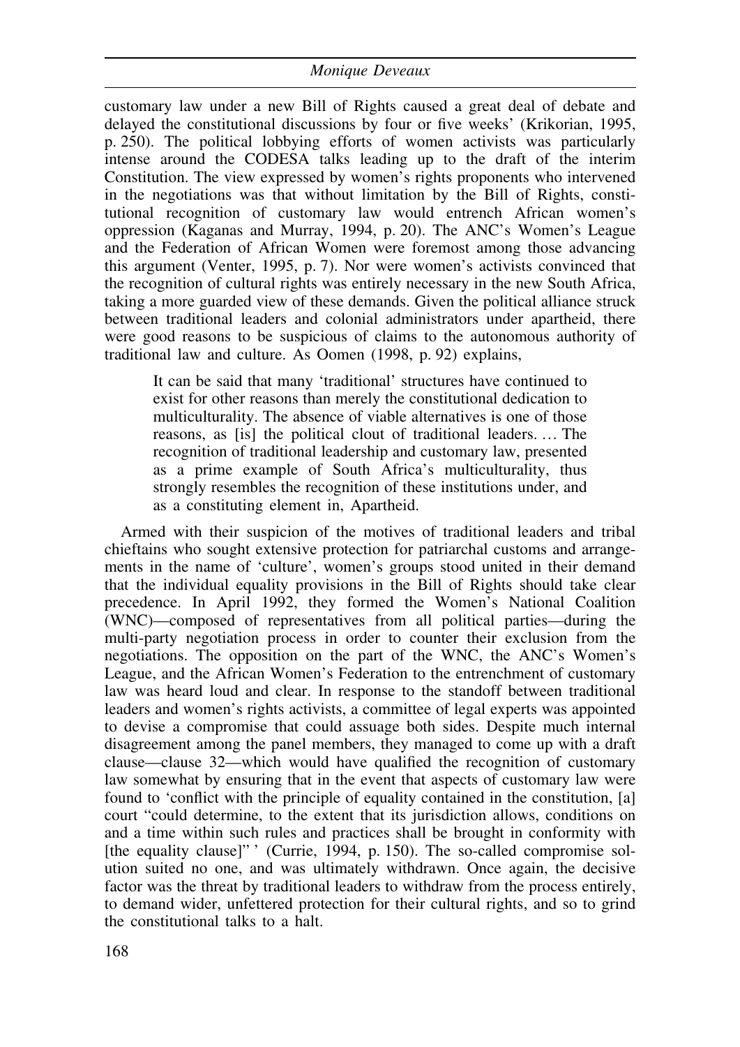customary law under a new Bill of Rights caused a great deal of debate and delayed the constitutional discussions by four or five weeks' (Krikorian, 1995, p. 250). The political lobbying efforts of women activists was particularly intense around the CODESA talks leading up to the draft of the interim Constitution. The view expressed by women's rights proponents who intervened in the negotiations was that without limitation by the Bill of Rights, constitutional recognition of customary law would entrench African women's oppression (Kaganas and Murray, 1994, p. 20). The ANC's Women's League and the Federation of African Women were foremost among those advancing this argument (Venter, 1995, p. 7). Nor were women's activists convinced that the recognition of cultural rights was entirely necessary in the new South Africa, taking a more guarded view of these demands. Given the political alliance struck between traditional leaders and colonial administrators under apartheid, there were good reasons to be suspicious of claims to the autonomous authority of traditional law and culture. As Oomen (1998, p. 92) explains,

> It can be said that many 'traditional' structures have continued to exist for other reasons than merely the constitutional dedication to multiculturality. The absence of viable alternatives is one of those reasons, as [is] the political clout of traditional leaders. … The recognition of traditional leadership and customary law, presented as a prime example of South Africa's multiculturality, thus strongly resembles the recognition of these institutions under, and as a constituting element in, Apartheid.

Armed with their suspicion of the motives of traditional leaders and tribal chieftains who sought extensive protection for patriarchal customs and arrangements in the name of 'culture', women's groups stood united in their demand that the individual equality provisions in the Bill of Rights should take clear precedence. In April 1992, they formed the Women's National Coalition (WNC)—composed of representatives from all political parties—during the multi-party negotiation process in order to counter their exclusion from the negotiations. The opposition on the part of the WNC, the ANC's Women's League, and the African Women's Federation to the entrenchment of customary law was heard loud and clear. In response to the standoff between traditional leaders and women's rights activists, a committee of legal experts was appointed to devise a compromise that could assuage both sides. Despite much internal disagreement among the panel members, they managed to come up with a draft clause—clause 32—which would have qualified the recognition of customary law somewhat by ensuring that in the event that aspects of customary law were found to 'conflict with the principle of equality contained in the constitution, [a] court "could determine, to the extent that its jurisdiction allows, conditions on and a time within such rules and practices shall be brought in conformity with [the equality clause]" ' (Currie, 1994, p. 150). The so-called compromise solution suited no one, and was ultimately withdrawn. Once again, the decisive factor was the threat by traditional leaders to withdraw from the process entirely, to demand wider, unfettered protection for their cultural rights, and so to grind the constitutional talks to a halt.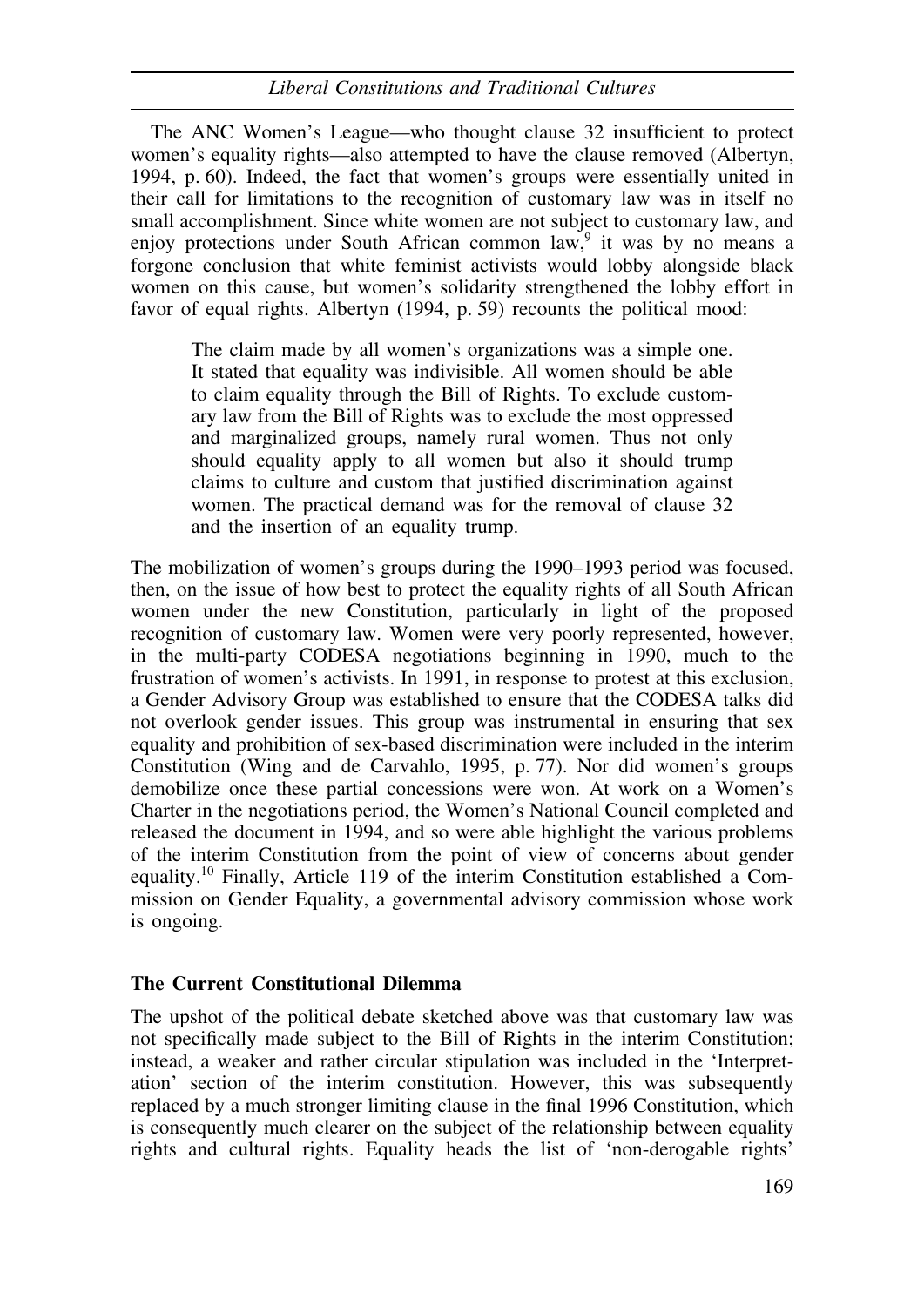The ANC Women's League—who thought clause 32 insufficient to protect women's equality rights—also attempted to have the clause removed (Albertyn, 1994, p. 60). Indeed, the fact that women's groups were essentially united in their call for limitations to the recognition of customary law was in itself no small accomplishment. Since white women are not subject to customary law, and enjoy protections under South African common law,[9] it was by no means a forgone conclusion that white feminist activists would lobby alongside black women on this cause, but women's solidarity strengthened the lobby effort in favor of equal rights. Albertyn (1994, p. 59) recounts the political mood:

> The claim made by all women's organizations was a simple one. It stated that equality was indivisible. All women should be able to claim equality through the Bill of Rights. To exclude customary law from the Bill of Rights was to exclude the most oppressed and marginalized groups, namely rural women. Thus not only should equality apply to all women but also it should trump claims to culture and custom that justified discrimination against women. The practical demand was for the removal of clause 32 and the insertion of an equality trump.

The mobilization of women's groups during the 1990–1993 period was focused, then, on the issue of how best to protect the equality rights of all South African women under the new Constitution, particularly in light of the proposed recognition of customary law. Women were very poorly represented, however, in the multi-party CODESA negotiations beginning in 1990, much to the frustration of women's activists. In 1991, in response to protest at this exclusion, a Gender Advisory Group was established to ensure that the CODESA talks did not overlook gender issues. This group was instrumental in ensuring that sex equality and prohibition of sex-based discrimination were included in the interim Constitution (Wing and de Carvahlo, 1995, p. 77). Nor did women's groups demobilize once these partial concessions were won. At work on a Women's Charter in the negotiations period, the Women's National Council completed and released the document in 1994, and so were able highlight the various problems of the interim Constitution from the point of view of concerns about gender equality.[10] Finally, Article 119 of the interim Constitution established a Commission on Gender Equality, a governmental advisory commission whose work is ongoing.

## The Current Constitutional Dilemma

The upshot of the political debate sketched above was that customary law was not specifically made subject to the Bill of Rights in the interim Constitution; instead, a weaker and rather circular stipulation was included in the 'Interpretation' section of the interim constitution. However, this was subsequently replaced by a much stronger limiting clause in the final 1996 Constitution, which is consequently much clearer on the subject of the relationship between equality rights and cultural rights. Equality heads the list of 'non-derogable rights'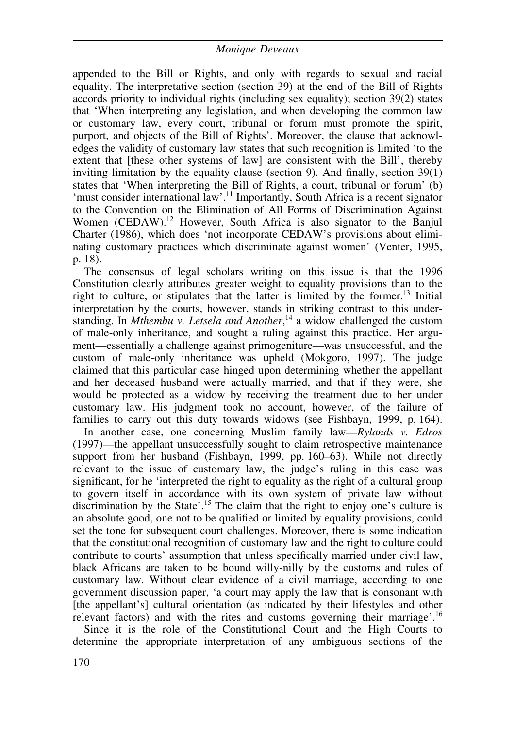appended to the Bill or Rights, and only with regards to sexual and racial equality. The interpretative section (section 39) at the end of the Bill of Rights accords priority to individual rights (including sex equality); section 39(2) states that 'When interpreting any legislation, and when developing the common law or customary law, every court, tribunal or forum must promote the spirit, purport, and objects of the Bill of Rights'. Moreover, the clause that acknowledges the validity of customary law states that such recognition is limited 'to the extent that [these other systems of law] are consistent with the Bill', thereby inviting limitation by the equality clause (section 9). And finally, section 39(1) states that 'When interpreting the Bill of Rights, a court, tribunal or forum' (b) 'must consider international law'.[11] Importantly, South Africa is a recent signator to the Convention on the Elimination of All Forms of Discrimination Against Women (CEDAW).[12] However, South Africa is also signator to the Banjul Charter (1986), which does 'not incorporate CEDAW's provisions about eliminating customary practices which discriminate against women' (Venter, 1995, p. 18).

The consensus of legal scholars writing on this issue is that the 1996 Constitution clearly attributes greater weight to equality provisions than to the right to culture, or stipulates that the latter is limited by the former.[13] Initial interpretation by the courts, however, stands in striking contrast to this understanding. In *Mthembu v. Letsela and Another*,[14] a widow challenged the custom of male-only inheritance, and sought a ruling against this practice. Her argument—essentially a challenge against primogeniture—was unsuccessful, and the custom of male-only inheritance was upheld (Mokgoro, 1997). The judge claimed that this particular case hinged upon determining whether the appellant and her deceased husband were actually married, and that if they were, she would be protected as a widow by receiving the treatment due to her under customary law. His judgment took no account, however, of the failure of families to carry out this duty towards widows (see Fishbayn, 1999, p. 164).

In another case, one concerning Muslim family law—*Rylands v. Edros* (1997)—the appellant unsuccessfully sought to claim retrospective maintenance support from her husband (Fishbayn, 1999, pp. 160–63). While not directly relevant to the issue of customary law, the judge's ruling in this case was significant, for he 'interpreted the right to equality as the right of a cultural group to govern itself in accordance with its own system of private law without discrimination by the State'.[15] The claim that the right to enjoy one's culture is an absolute good, one not to be qualified or limited by equality provisions, could set the tone for subsequent court challenges. Moreover, there is some indication that the constitutional recognition of customary law and the right to culture could contribute to courts' assumption that unless specifically married under civil law, black Africans are taken to be bound willy-nilly by the customs and rules of customary law. Without clear evidence of a civil marriage, according to one government discussion paper, 'a court may apply the law that is consonant with [the appellant's] cultural orientation (as indicated by their lifestyles and other relevant factors) and with the rites and customs governing their marriage'.[16]

Since it is the role of the Constitutional Court and the High Courts to determine the appropriate interpretation of any ambiguous sections of the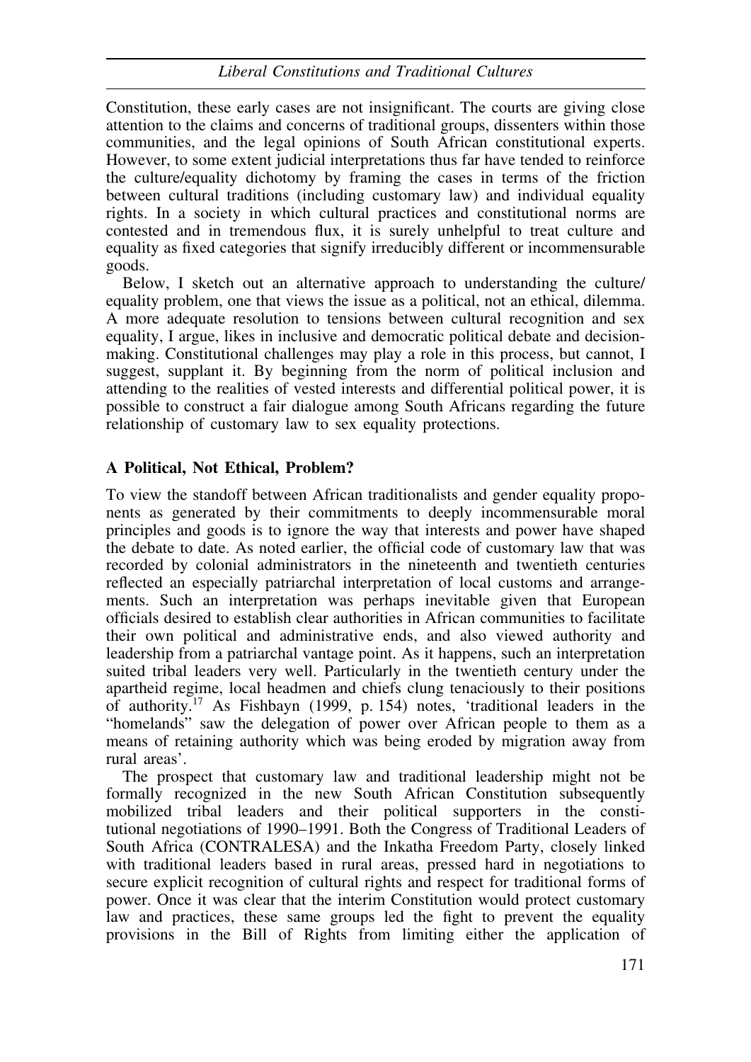Constitution, these early cases are not insignificant. The courts are giving close attention to the claims and concerns of traditional groups, dissenters within those communities, and the legal opinions of South African constitutional experts. However, to some extent judicial interpretations thus far have tended to reinforce the culture/equality dichotomy by framing the cases in terms of the friction between cultural traditions (including customary law) and individual equality rights. In a society in which cultural practices and constitutional norms are contested and in tremendous flux, it is surely unhelpful to treat culture and equality as fixed categories that signify irreducibly different or incommensurable goods.

Below, I sketch out an alternative approach to understanding the culture/equality problem, one that views the issue as a political, not an ethical, dilemma. A more adequate resolution to tensions between cultural recognition and sex equality, I argue, likes in inclusive and democratic political debate and decision-making. Constitutional challenges may play a role in this process, but cannot, I suggest, supplant it. By beginning from the norm of political inclusion and attending to the realities of vested interests and differential political power, it is possible to construct a fair dialogue among South Africans regarding the future relationship of customary law to sex equality protections.

## A Political, Not Ethical, Problem?

To view the standoff between African traditionalists and gender equality proponents as generated by their commitments to deeply incommensurable moral principles and goods is to ignore the way that interests and power have shaped the debate to date. As noted earlier, the official code of customary law that was recorded by colonial administrators in the nineteenth and twentieth centuries reflected an especially patriarchal interpretation of local customs and arrangements. Such an interpretation was perhaps inevitable given that European officials desired to establish clear authorities in African communities to facilitate their own political and administrative ends, and also viewed authority and leadership from a patriarchal vantage point. As it happens, such an interpretation suited tribal leaders very well. Particularly in the twentieth century under the apartheid regime, local headmen and chiefs clung tenaciously to their positions of authority.[17] As Fishbayn (1999, p. 154) notes, 'traditional leaders in the "homelands" saw the delegation of power over African people to them as a means of retaining authority which was being eroded by migration away from rural areas'.

The prospect that customary law and traditional leadership might not be formally recognized in the new South African Constitution subsequently mobilized tribal leaders and their political supporters in the constitutional negotiations of 1990–1991. Both the Congress of Traditional Leaders of South Africa (CONTRALESA) and the Inkatha Freedom Party, closely linked with traditional leaders based in rural areas, pressed hard in negotiations to secure explicit recognition of cultural rights and respect for traditional forms of power. Once it was clear that the interim Constitution would protect customary law and practices, these same groups led the fight to prevent the equality provisions in the Bill of Rights from limiting either the application of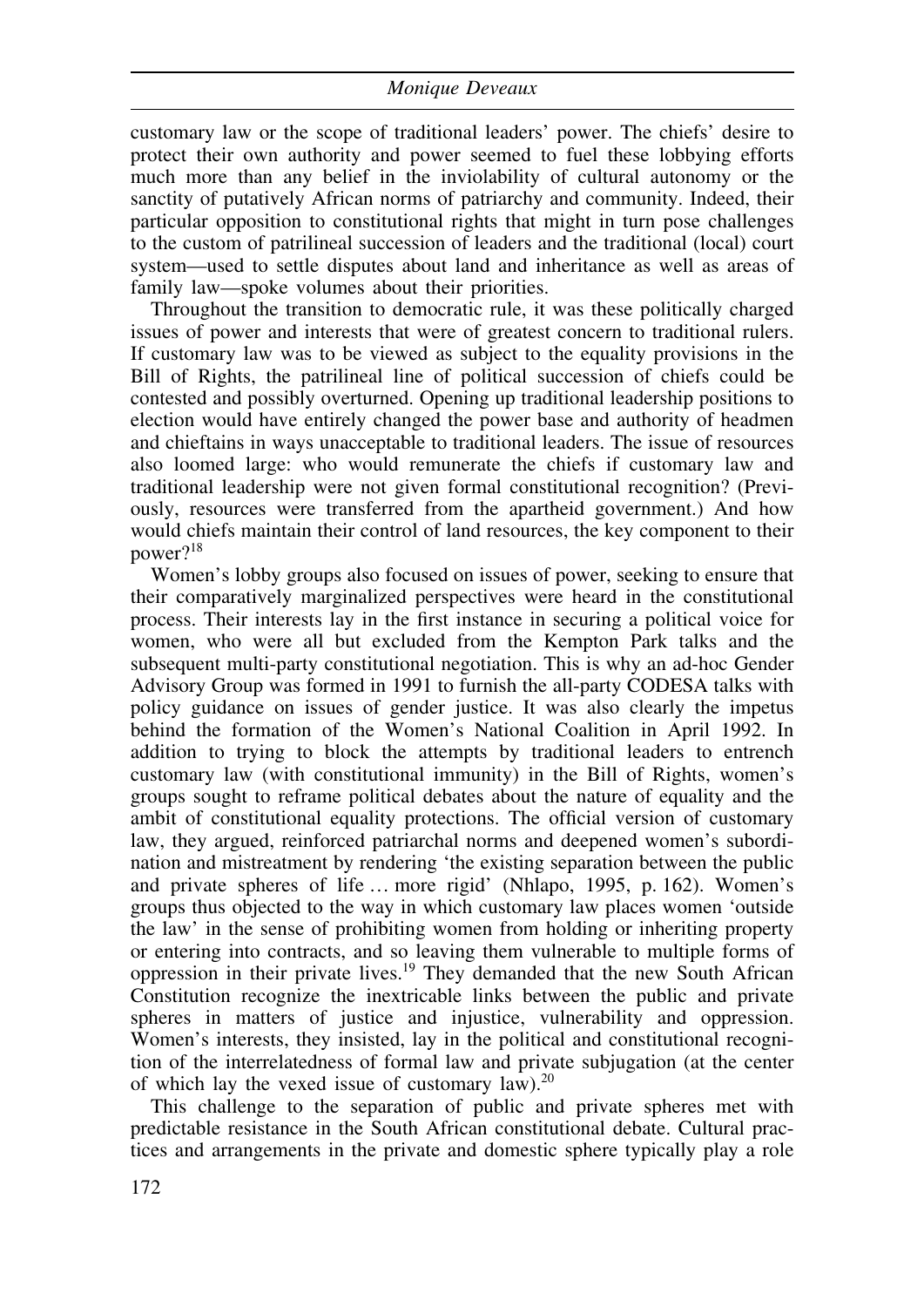customary law or the scope of traditional leaders' power. The chiefs' desire to protect their own authority and power seemed to fuel these lobbying efforts much more than any belief in the inviolability of cultural autonomy or the sanctity of putatively African norms of patriarchy and community. Indeed, their particular opposition to constitutional rights that might in turn pose challenges to the custom of patrilineal succession of leaders and the traditional (local) court system—used to settle disputes about land and inheritance as well as areas of family law—spoke volumes about their priorities.

Throughout the transition to democratic rule, it was these politically charged issues of power and interests that were of greatest concern to traditional rulers. If customary law was to be viewed as subject to the equality provisions in the Bill of Rights, the patrilineal line of political succession of chiefs could be contested and possibly overturned. Opening up traditional leadership positions to election would have entirely changed the power base and authority of headmen and chieftains in ways unacceptable to traditional leaders. The issue of resources also loomed large: who would remunerate the chiefs if customary law and traditional leadership were not given formal constitutional recognition? (Previously, resources were transferred from the apartheid government.) And how would chiefs maintain their control of land resources, the key component to their power?[18]

Women's lobby groups also focused on issues of power, seeking to ensure that their comparatively marginalized perspectives were heard in the constitutional process. Their interests lay in the first instance in securing a political voice for women, who were all but excluded from the Kempton Park talks and the subsequent multi-party constitutional negotiation. This is why an ad-hoc Gender Advisory Group was formed in 1991 to furnish the all-party CODESA talks with policy guidance on issues of gender justice. It was also clearly the impetus behind the formation of the Women's National Coalition in April 1992. In addition to trying to block the attempts by traditional leaders to entrench customary law (with constitutional immunity) in the Bill of Rights, women's groups sought to reframe political debates about the nature of equality and the ambit of constitutional equality protections. The official version of customary law, they argued, reinforced patriarchal norms and deepened women's subordination and mistreatment by rendering 'the existing separation between the public and private spheres of life … more rigid' (Nhlapo, 1995, p. 162). Women's groups thus objected to the way in which customary law places women 'outside the law' in the sense of prohibiting women from holding or inheriting property or entering into contracts, and so leaving them vulnerable to multiple forms of oppression in their private lives.[19] They demanded that the new South African Constitution recognize the inextricable links between the public and private spheres in matters of justice and injustice, vulnerability and oppression. Women's interests, they insisted, lay in the political and constitutional recognition of the interrelatedness of formal law and private subjugation (at the center of which lay the vexed issue of customary law).[20]

This challenge to the separation of public and private spheres met with predictable resistance in the South African constitutional debate. Cultural practices and arrangements in the private and domestic sphere typically play a role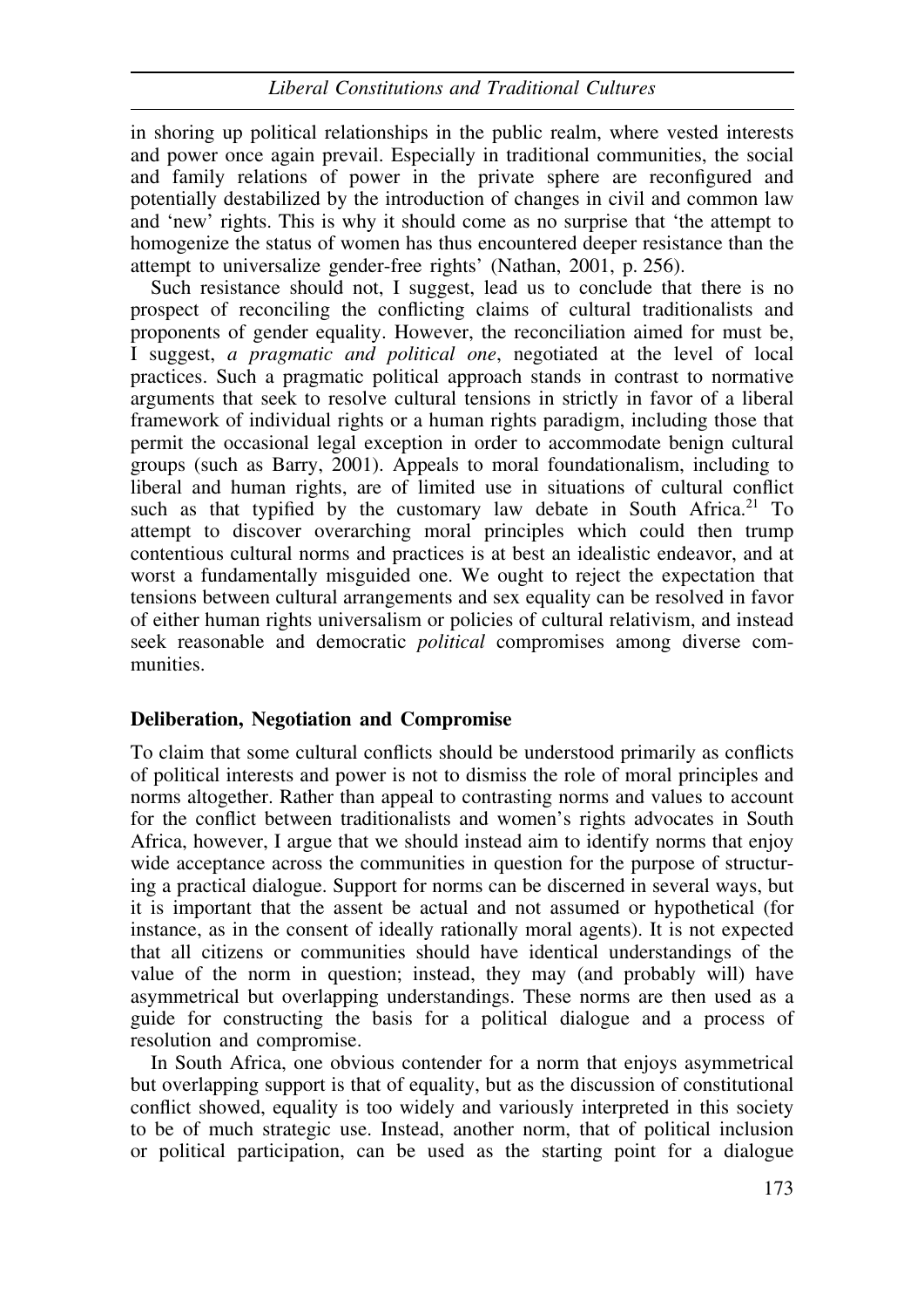in shoring up political relationships in the public realm, where vested interests and power once again prevail. Especially in traditional communities, the social and family relations of power in the private sphere are reconfigured and potentially destabilized by the introduction of changes in civil and common law and 'new' rights. This is why it should come as no surprise that 'the attempt to homogenize the status of women has thus encountered deeper resistance than the attempt to universalize gender-free rights' (Nathan, 2001, p. 256).

Such resistance should not, I suggest, lead us to conclude that there is no prospect of reconciling the conflicting claims of cultural traditionalists and proponents of gender equality. However, the reconciliation aimed for must be, I suggest, *a pragmatic and political one*, negotiated at the level of local practices. Such a pragmatic political approach stands in contrast to normative arguments that seek to resolve cultural tensions in strictly in favor of a liberal framework of individual rights or a human rights paradigm, including those that permit the occasional legal exception in order to accommodate benign cultural groups (such as Barry, 2001). Appeals to moral foundationalism, including to liberal and human rights, are of limited use in situations of cultural conflict such as that typified by the customary law debate in South Africa.[21] To attempt to discover overarching moral principles which could then trump contentious cultural norms and practices is at best an idealistic endeavor, and at worst a fundamentally misguided one. We ought to reject the expectation that tensions between cultural arrangements and sex equality can be resolved in favor of either human rights universalism or policies of cultural relativism, and instead seek reasonable and democratic *political* compromises among diverse communities.

## Deliberation, Negotiation and Compromise

To claim that some cultural conflicts should be understood primarily as conflicts of political interests and power is not to dismiss the role of moral principles and norms altogether. Rather than appeal to contrasting norms and values to account for the conflict between traditionalists and women's rights advocates in South Africa, however, I argue that we should instead aim to identify norms that enjoy wide acceptance across the communities in question for the purpose of structuring a practical dialogue. Support for norms can be discerned in several ways, but it is important that the assent be actual and not assumed or hypothetical (for instance, as in the consent of ideally rationally moral agents). It is not expected that all citizens or communities should have identical understandings of the value of the norm in question; instead, they may (and probably will) have asymmetrical but overlapping understandings. These norms are then used as a guide for constructing the basis for a political dialogue and a process of resolution and compromise.

In South Africa, one obvious contender for a norm that enjoys asymmetrical but overlapping support is that of equality, but as the discussion of constitutional conflict showed, equality is too widely and variously interpreted in this society to be of much strategic use. Instead, another norm, that of political inclusion or political participation, can be used as the starting point for a dialogue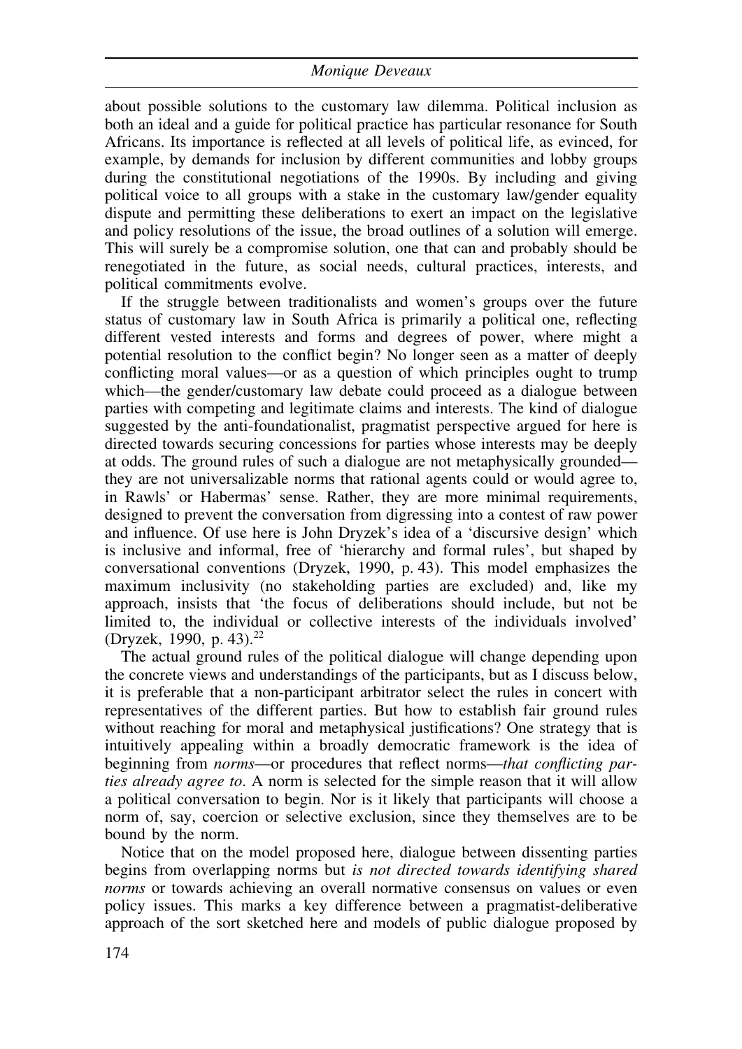about possible solutions to the customary law dilemma. Political inclusion as both an ideal and a guide for political practice has particular resonance for South Africans. Its importance is reflected at all levels of political life, as evinced, for example, by demands for inclusion by different communities and lobby groups during the constitutional negotiations of the 1990s. By including and giving political voice to all groups with a stake in the customary law/gender equality dispute and permitting these deliberations to exert an impact on the legislative and policy resolutions of the issue, the broad outlines of a solution will emerge. This will surely be a compromise solution, one that can and probably should be renegotiated in the future, as social needs, cultural practices, interests, and political commitments evolve.

If the struggle between traditionalists and women's groups over the future status of customary law in South Africa is primarily a political one, reflecting different vested interests and forms and degrees of power, where might a potential resolution to the conflict begin? No longer seen as a matter of deeply conflicting moral values—or as a question of which principles ought to trump which—the gender/customary law debate could proceed as a dialogue between parties with competing and legitimate claims and interests. The kind of dialogue suggested by the anti-foundationalist, pragmatist perspective argued for here is directed towards securing concessions for parties whose interests may be deeply at odds. The ground rules of such a dialogue are not metaphysically grounded—they are not universalizable norms that rational agents could or would agree to, in Rawls' or Habermas' sense. Rather, they are more minimal requirements, designed to prevent the conversation from digressing into a contest of raw power and influence. Of use here is John Dryzek's idea of a 'discursive design' which is inclusive and informal, free of 'hierarchy and formal rules', but shaped by conversational conventions (Dryzek, 1990, p. 43). This model emphasizes the maximum inclusivity (no stakeholding parties are excluded) and, like my approach, insists that 'the focus of deliberations should include, but not be limited to, the individual or collective interests of the individuals involved' (Dryzek, 1990, p. 43).[22]

The actual ground rules of the political dialogue will change depending upon the concrete views and understandings of the participants, but as I discuss below, it is preferable that a non-participant arbitrator select the rules in concert with representatives of the different parties. But how to establish fair ground rules without reaching for moral and metaphysical justifications? One strategy that is intuitively appealing within a broadly democratic framework is the idea of beginning from *norms*—or procedures that reflect norms—*that conflicting parties already agree to*. A norm is selected for the simple reason that it will allow a political conversation to begin. Nor is it likely that participants will choose a norm of, say, coercion or selective exclusion, since they themselves are to be bound by the norm.

Notice that on the model proposed here, dialogue between dissenting parties begins from overlapping norms but *is not directed towards identifying shared norms* or towards achieving an overall normative consensus on values or even policy issues. This marks a key difference between a pragmatist-deliberative approach of the sort sketched here and models of public dialogue proposed by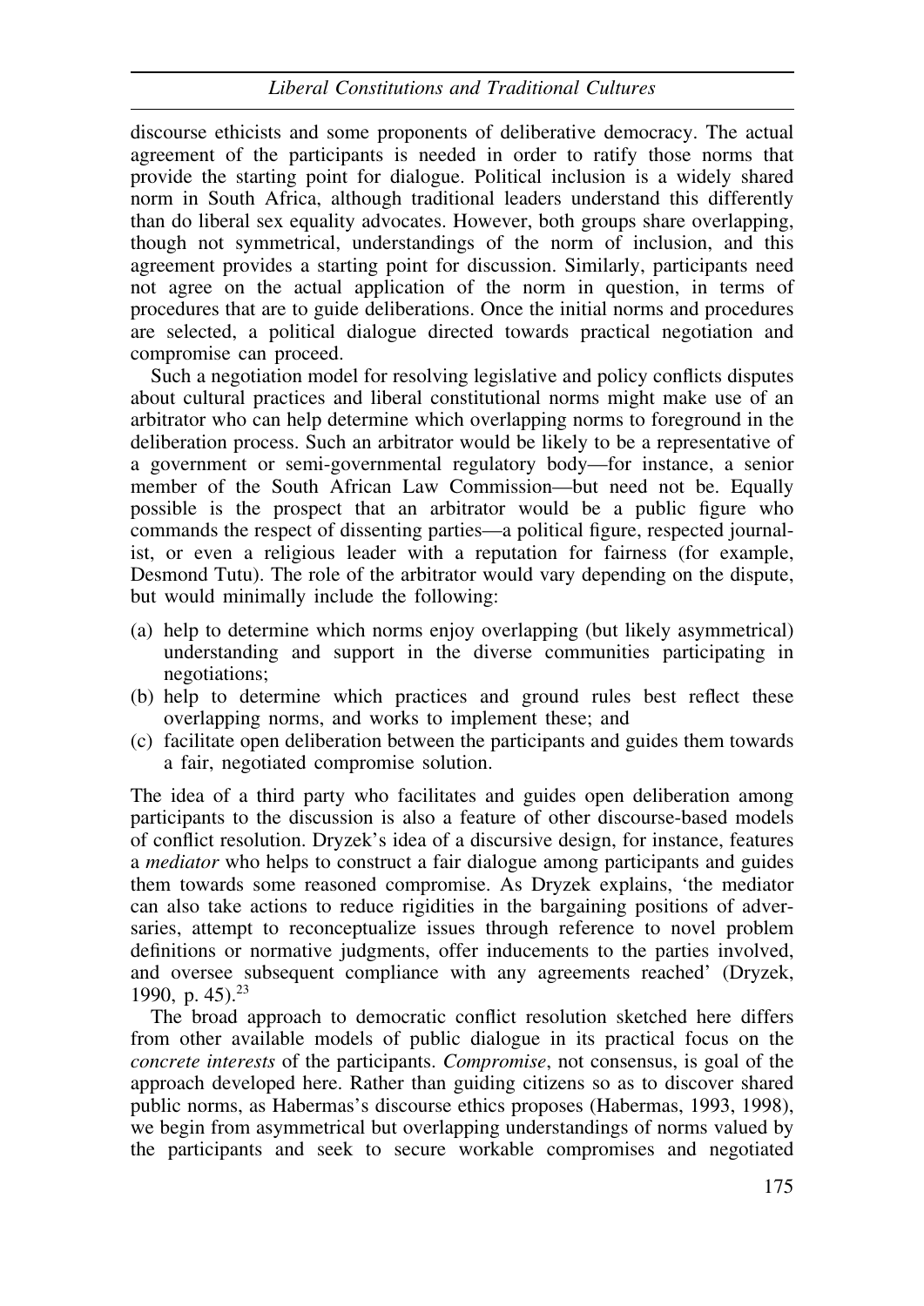discourse ethicists and some proponents of deliberative democracy. The actual agreement of the participants is needed in order to ratify those norms that provide the starting point for dialogue. Political inclusion is a widely shared norm in South Africa, although traditional leaders understand this differently than do liberal sex equality advocates. However, both groups share overlapping, though not symmetrical, understandings of the norm of inclusion, and this agreement provides a starting point for discussion. Similarly, participants need not agree on the actual application of the norm in question, in terms of procedures that are to guide deliberations. Once the initial norms and procedures are selected, a political dialogue directed towards practical negotiation and compromise can proceed.

Such a negotiation model for resolving legislative and policy conflicts disputes about cultural practices and liberal constitutional norms might make use of an arbitrator who can help determine which overlapping norms to foreground in the deliberation process. Such an arbitrator would be likely to be a representative of a government or semi-governmental regulatory body—for instance, a senior member of the South African Law Commission—but need not be. Equally possible is the prospect that an arbitrator would be a public figure who commands the respect of dissenting parties—a political figure, respected journalist, or even a religious leader with a reputation for fairness (for example, Desmond Tutu). The role of the arbitrator would vary depending on the dispute, but would minimally include the following:

(a) help to determine which norms enjoy overlapping (but likely asymmetrical) understanding and support in the diverse communities participating in negotiations;
(b) help to determine which practices and ground rules best reflect these overlapping norms, and works to implement these; and
(c) facilitate open deliberation between the participants and guides them towards a fair, negotiated compromise solution.

The idea of a third party who facilitates and guides open deliberation among participants to the discussion is also a feature of other discourse-based models of conflict resolution. Dryzek's idea of a discursive design, for instance, features a *mediator* who helps to construct a fair dialogue among participants and guides them towards some reasoned compromise. As Dryzek explains, 'the mediator can also take actions to reduce rigidities in the bargaining positions of adversaries, attempt to reconceptualize issues through reference to novel problem definitions or normative judgments, offer inducements to the parties involved, and oversee subsequent compliance with any agreements reached' (Dryzek, 1990, p. 45).[23]

The broad approach to democratic conflict resolution sketched here differs from other available models of public dialogue in its practical focus on the *concrete interests* of the participants. *Compromise*, not consensus, is goal of the approach developed here. Rather than guiding citizens so as to discover shared public norms, as Habermas's discourse ethics proposes (Habermas, 1993, 1998), we begin from asymmetrical but overlapping understandings of norms valued by the participants and seek to secure workable compromises and negotiated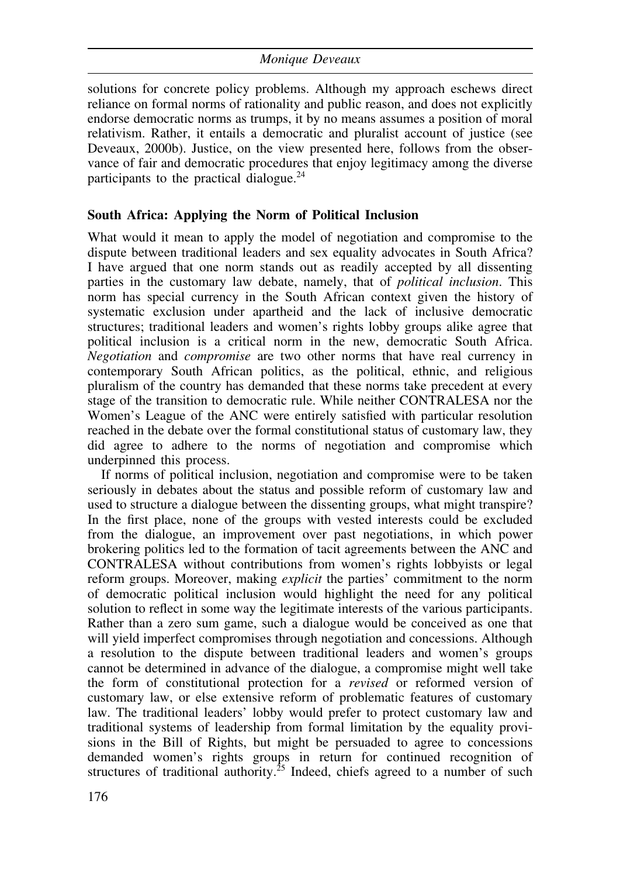solutions for concrete policy problems. Although my approach eschews direct reliance on formal norms of rationality and public reason, and does not explicitly endorse democratic norms as trumps, it by no means assumes a position of moral relativism. Rather, it entails a democratic and pluralist account of justice (see Deveaux, 2000b). Justice, on the view presented here, follows from the observance of fair and democratic procedures that enjoy legitimacy among the diverse participants to the practical dialogue.[24]

## South Africa: Applying the Norm of Political Inclusion

What would it mean to apply the model of negotiation and compromise to the dispute between traditional leaders and sex equality advocates in South Africa? I have argued that one norm stands out as readily accepted by all dissenting parties in the customary law debate, namely, that of *political inclusion*. This norm has special currency in the South African context given the history of systematic exclusion under apartheid and the lack of inclusive democratic structures; traditional leaders and women's rights lobby groups alike agree that political inclusion is a critical norm in the new, democratic South Africa. *Negotiation* and *compromise* are two other norms that have real currency in contemporary South African politics, as the political, ethnic, and religious pluralism of the country has demanded that these norms take precedent at every stage of the transition to democratic rule. While neither CONTRALESA nor the Women's League of the ANC were entirely satisfied with particular resolution reached in the debate over the formal constitutional status of customary law, they did agree to adhere to the norms of negotiation and compromise which underpinned this process.

If norms of political inclusion, negotiation and compromise were to be taken seriously in debates about the status and possible reform of customary law and used to structure a dialogue between the dissenting groups, what might transpire? In the first place, none of the groups with vested interests could be excluded from the dialogue, an improvement over past negotiations, in which power brokering politics led to the formation of tacit agreements between the ANC and CONTRALESA without contributions from women's rights lobbyists or legal reform groups. Moreover, making *explicit* the parties' commitment to the norm of democratic political inclusion would highlight the need for any political solution to reflect in some way the legitimate interests of the various participants. Rather than a zero sum game, such a dialogue would be conceived as one that will yield imperfect compromises through negotiation and concessions. Although a resolution to the dispute between traditional leaders and women's groups cannot be determined in advance of the dialogue, a compromise might well take the form of constitutional protection for a *revised* or reformed version of customary law, or else extensive reform of problematic features of customary law. The traditional leaders' lobby would prefer to protect customary law and traditional systems of leadership from formal limitation by the equality provisions in the Bill of Rights, but might be persuaded to agree to concessions demanded women's rights groups in return for continued recognition of structures of traditional authority.[25] Indeed, chiefs agreed to a number of such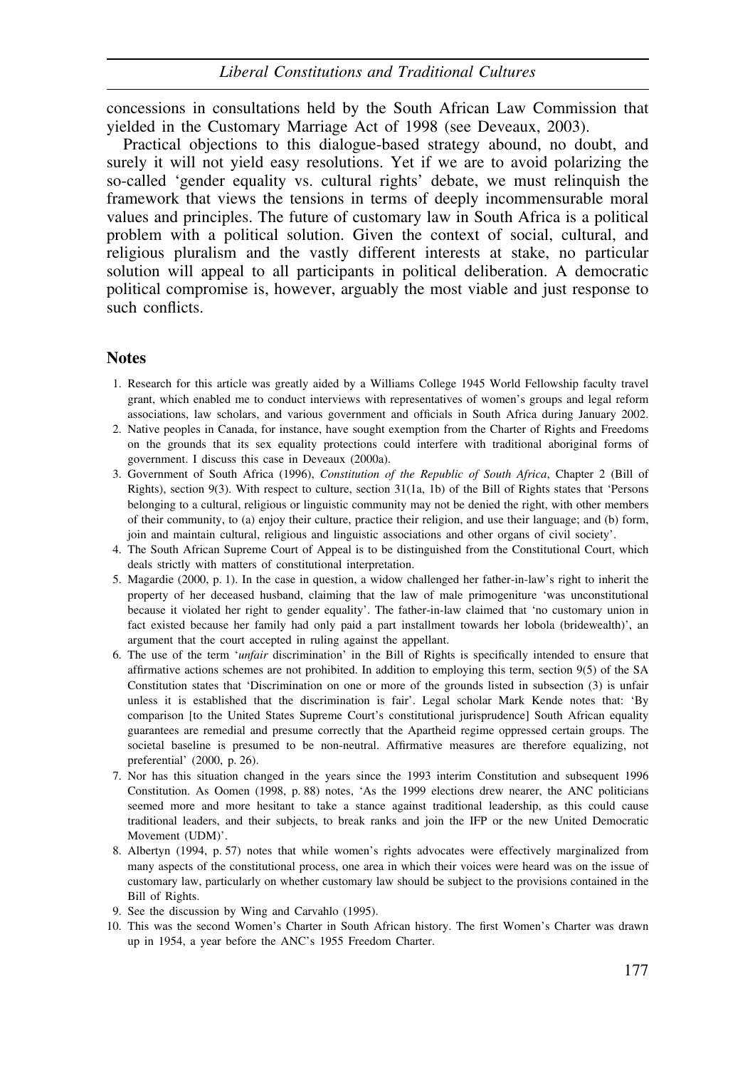concessions in consultations held by the South African Law Commission that yielded in the Customary Marriage Act of 1998 (see Deveaux, 2003).

Practical objections to this dialogue-based strategy abound, no doubt, and surely it will not yield easy resolutions. Yet if we are to avoid polarizing the so-called 'gender equality vs. cultural rights' debate, we must relinquish the framework that views the tensions in terms of deeply incommensurable moral values and principles. The future of customary law in South Africa is a political problem with a political solution. Given the context of social, cultural, and religious pluralism and the vastly different interests at stake, no particular solution will appeal to all participants in political deliberation. A democratic political compromise is, however, arguably the most viable and just response to such conflicts.

## Notes

1. Research for this article was greatly aided by a Williams College 1945 World Fellowship faculty travel grant, which enabled me to conduct interviews with representatives of women's groups and legal reform associations, law scholars, and various government and officials in South Africa during January 2002.
2. Native peoples in Canada, for instance, have sought exemption from the Charter of Rights and Freedoms on the grounds that its sex equality protections could interfere with traditional aboriginal forms of government. I discuss this case in Deveaux (2000a).
3. Government of South Africa (1996), *Constitution of the Republic of South Africa*, Chapter 2 (Bill of Rights), section 9(3). With respect to culture, section 31(1a, 1b) of the Bill of Rights states that 'Persons belonging to a cultural, religious or linguistic community may not be denied the right, with other members of their community, to (a) enjoy their culture, practice their religion, and use their language; and (b) form, join and maintain cultural, religious and linguistic associations and other organs of civil society'.
4. The South African Supreme Court of Appeal is to be distinguished from the Constitutional Court, which deals strictly with matters of constitutional interpretation.
5. Magardie (2000, p. 1). In the case in question, a widow challenged her father-in-law's right to inherit the property of her deceased husband, claiming that the law of male primogeniture 'was unconstitutional because it violated her right to gender equality'. The father-in-law claimed that 'no customary union in fact existed because her family had only paid a part installment towards her lobola (bridewealth)', an argument that the court accepted in ruling against the appellant.
6. The use of the term '*unfair* discrimination' in the Bill of Rights is specifically intended to ensure that affirmative actions schemes are not prohibited. In addition to employing this term, section 9(5) of the SA Constitution states that 'Discrimination on one or more of the grounds listed in subsection (3) is unfair unless it is established that the discrimination is fair'. Legal scholar Mark Kende notes that: 'By comparison [to the United States Supreme Court's constitutional jurisprudence] South African equality guarantees are remedial and presume correctly that the Apartheid regime oppressed certain groups. The societal baseline is presumed to be non-neutral. Affirmative measures are therefore equalizing, not preferential' (2000, p. 26).
7. Nor has this situation changed in the years since the 1993 interim Constitution and subsequent 1996 Constitution. As Oomen (1998, p. 88) notes, 'As the 1999 elections drew nearer, the ANC politicians seemed more and more hesitant to take a stance against traditional leadership, as this could cause traditional leaders, and their subjects, to break ranks and join the IFP or the new United Democratic Movement (UDM)'.
8. Albertyn (1994, p. 57) notes that while women's rights advocates were effectively marginalized from many aspects of the constitutional process, one area in which their voices were heard was on the issue of customary law, particularly on whether customary law should be subject to the provisions contained in the Bill of Rights.
9. See the discussion by Wing and Carvahlo (1995).
10. This was the second Women's Charter in South African history. The first Women's Charter was drawn up in 1954, a year before the ANC's 1955 Freedom Charter.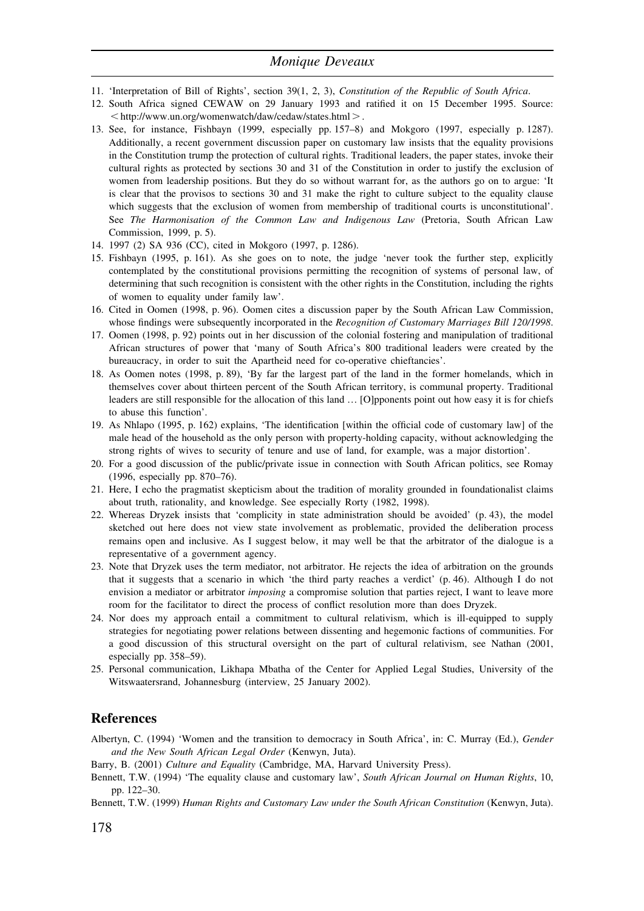11. 'Interpretation of Bill of Rights', section 39(1, 2, 3), *Constitution of the Republic of South Africa*.
12. South Africa signed CEWAW on 29 January 1993 and ratified it on 15 December 1995. Source: <http://www.un.org/womenwatch/daw/cedaw/states.html>.
13. See, for instance, Fishbayn (1999, especially pp. 157–8) and Mokgoro (1997, especially p. 1287). Additionally, a recent government discussion paper on customary law insists that the equality provisions in the Constitution trump the protection of cultural rights. Traditional leaders, the paper states, invoke their cultural rights as protected by sections 30 and 31 of the Constitution in order to justify the exclusion of women from leadership positions. But they do so without warrant for, as the authors go on to argue: 'It is clear that the provisos to sections 30 and 31 make the right to culture subject to the equality clause which suggests that the exclusion of women from membership of traditional courts is unconstitutional'. See *The Harmonisation of the Common Law and Indigenous Law* (Pretoria, South African Law Commission, 1999, p. 5).
14. 1997 (2) SA 936 (CC), cited in Mokgoro (1997, p. 1286).
15. Fishbayn (1995, p. 161). As she goes on to note, the judge 'never took the further step, explicitly contemplated by the constitutional provisions permitting the recognition of systems of personal law, of determining that such recognition is consistent with the other rights in the Constitution, including the rights of women to equality under family law'.
16. Cited in Oomen (1998, p. 96). Oomen cites a discussion paper by the South African Law Commission, whose findings were subsequently incorporated in the *Recognition of Customary Marriages Bill 120/1998*.
17. Oomen (1998, p. 92) points out in her discussion of the colonial fostering and manipulation of traditional African structures of power that 'many of South Africa's 800 traditional leaders were created by the bureaucracy, in order to suit the Apartheid need for co-operative chieftancies'.
18. As Oomen notes (1998, p. 89), 'By far the largest part of the land in the former homelands, which in themselves cover about thirteen percent of the South African territory, is communal property. Traditional leaders are still responsible for the allocation of this land … [O]pponents point out how easy it is for chiefs to abuse this function'.
19. As Nhlapo (1995, p. 162) explains, 'The identification [within the official code of customary law] of the male head of the household as the only person with property-holding capacity, without acknowledging the strong rights of wives to security of tenure and use of land, for example, was a major distortion'.
20. For a good discussion of the public/private issue in connection with South African politics, see Romay (1996, especially pp. 870–76).
21. Here, I echo the pragmatist skepticism about the tradition of morality grounded in foundationalist claims about truth, rationality, and knowledge. See especially Rorty (1982, 1998).
22. Whereas Dryzek insists that 'complicity in state administration should be avoided' (p. 43), the model sketched out here does not view state involvement as problematic, provided the deliberation process remains open and inclusive. As I suggest below, it may well be that the arbitrator of the dialogue is a representative of a government agency.
23. Note that Dryzek uses the term mediator, not arbitrator. He rejects the idea of arbitration on the grounds that it suggests that a scenario in which 'the third party reaches a verdict' (p. 46). Although I do not envision a mediator or arbitrator *imposing* a compromise solution that parties reject, I want to leave more room for the facilitator to direct the process of conflict resolution more than does Dryzek.
24. Nor does my approach entail a commitment to cultural relativism, which is ill-equipped to supply strategies for negotiating power relations between dissenting and hegemonic factions of communities. For a good discussion of this structural oversight on the part of cultural relativism, see Nathan (2001, especially pp. 358–59).
25. Personal communication, Likhapa Mbatha of the Center for Applied Legal Studies, University of the Witswaatersrand, Johannesburg (interview, 25 January 2002).

## References

Albertyn, C. (1994) 'Women and the transition to democracy in South Africa', in: C. Murray (Ed.), *Gender and the New South African Legal Order* (Kenwyn, Juta).

Barry, B. (2001) *Culture and Equality* (Cambridge, MA, Harvard University Press).

Bennett, T.W. (1994) 'The equality clause and customary law', *South African Journal on Human Rights*, 10, pp. 122–30.

Bennett, T.W. (1999) *Human Rights and Customary Law under the South African Constitution* (Kenwyn, Juta).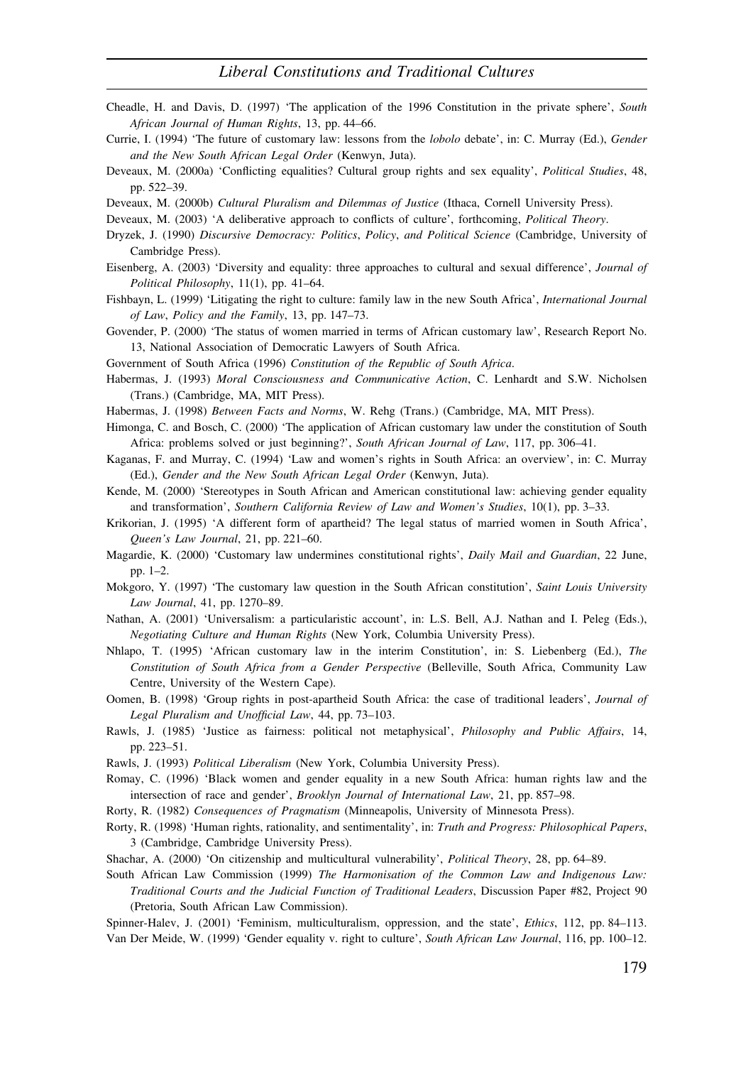Cheadle, H. and Davis, D. (1997) 'The application of the 1996 Constitution in the private sphere', *South African Journal of Human Rights*, 13, pp. 44–66.

Currie, I. (1994) 'The future of customary law: lessons from the *lobolo* debate', in: C. Murray (Ed.), *Gender and the New South African Legal Order* (Kenwyn, Juta).

Deveaux, M. (2000a) 'Conflicting equalities? Cultural group rights and sex equality', *Political Studies*, 48, pp. 522–39.

Deveaux, M. (2000b) *Cultural Pluralism and Dilemmas of Justice* (Ithaca, Cornell University Press).

Deveaux, M. (2003) 'A deliberative approach to conflicts of culture', forthcoming, *Political Theory*.

Dryzek, J. (1990) *Discursive Democracy: Politics, Policy, and Political Science* (Cambridge, University of Cambridge Press).

Eisenberg, A. (2003) 'Diversity and equality: three approaches to cultural and sexual difference', *Journal of Political Philosophy*, 11(1), pp. 41–64.

Fishbayn, L. (1999) 'Litigating the right to culture: family law in the new South Africa', *International Journal of Law, Policy and the Family*, 13, pp. 147–73.

Govender, P. (2000) 'The status of women married in terms of African customary law', Research Report No. 13, National Association of Democratic Lawyers of South Africa.

Government of South Africa (1996) *Constitution of the Republic of South Africa*.

Habermas, J. (1993) *Moral Consciousness and Communicative Action*, C. Lenhardt and S.W. Nicholsen (Trans.) (Cambridge, MA, MIT Press).

Habermas, J. (1998) *Between Facts and Norms*, W. Rehg (Trans.) (Cambridge, MA, MIT Press).

Himonga, C. and Bosch, C. (2000) 'The application of African customary law under the constitution of South Africa: problems solved or just beginning?', *South African Journal of Law*, 117, pp. 306–41.

Kaganas, F. and Murray, C. (1994) 'Law and women's rights in South Africa: an overview', in: C. Murray (Ed.), *Gender and the New South African Legal Order* (Kenwyn, Juta).

Kende, M. (2000) 'Stereotypes in South African and American constitutional law: achieving gender equality and transformation', *Southern California Review of Law and Women's Studies*, 10(1), pp. 3–33.

Krikorian, J. (1995) 'A different form of apartheid? The legal status of married women in South Africa', *Queen's Law Journal*, 21, pp. 221–60.

Magardie, K. (2000) 'Customary law undermines constitutional rights', *Daily Mail and Guardian*, 22 June, pp. 1–2.

Mokgoro, Y. (1997) 'The customary law question in the South African constitution', *Saint Louis University Law Journal*, 41, pp. 1270–89.

Nathan, A. (2001) 'Universalism: a particularistic account', in: L.S. Bell, A.J. Nathan and I. Peleg (Eds.), *Negotiating Culture and Human Rights* (New York, Columbia University Press).

Nhlapo, T. (1995) 'African customary law in the interim Constitution', in: S. Liebenberg (Ed.), *The Constitution of South Africa from a Gender Perspective* (Belleville, South Africa, Community Law Centre, University of the Western Cape).

Oomen, B. (1998) 'Group rights in post-apartheid South Africa: the case of traditional leaders', *Journal of Legal Pluralism and Unofficial Law*, 44, pp. 73–103.

Rawls, J. (1985) 'Justice as fairness: political not metaphysical', *Philosophy and Public Affairs*, 14, pp. 223–51.

Rawls, J. (1993) *Political Liberalism* (New York, Columbia University Press).

Romay, C. (1996) 'Black women and gender equality in a new South Africa: human rights law and the intersection of race and gender', *Brooklyn Journal of International Law*, 21, pp. 857–98.

Rorty, R. (1982) *Consequences of Pragmatism* (Minneapolis, University of Minnesota Press).

Rorty, R. (1998) 'Human rights, rationality, and sentimentality', in: *Truth and Progress: Philosophical Papers*, 3 (Cambridge, Cambridge University Press).

Shachar, A. (2000) 'On citizenship and multicultural vulnerability', *Political Theory*, 28, pp. 64–89.

South African Law Commission (1999) *The Harmonisation of the Common Law and Indigenous Law: Traditional Courts and the Judicial Function of Traditional Leaders*, Discussion Paper #82, Project 90 (Pretoria, South African Law Commission).

Spinner-Halev, J. (2001) 'Feminism, multiculturalism, oppression, and the state', *Ethics*, 112, pp. 84–113.

Van Der Meide, W. (1999) 'Gender equality v. right to culture', *South African Law Journal*, 116, pp. 100–12.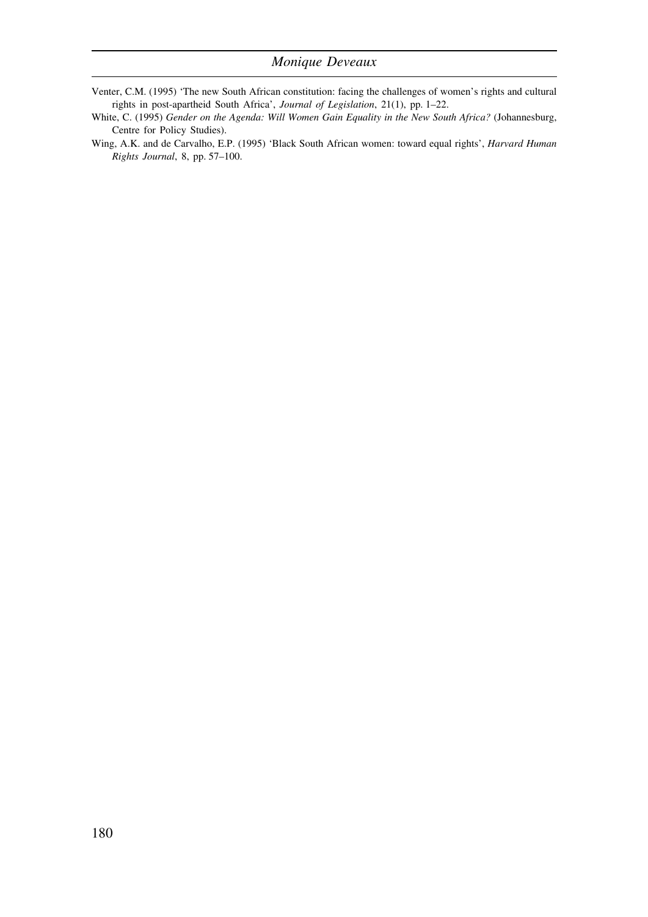Venter, C.M. (1995) 'The new South African constitution: facing the challenges of women's rights and cultural rights in post-apartheid South Africa', *Journal of Legislation*, 21(1), pp. 1–22.

White, C. (1995) *Gender on the Agenda: Will Women Gain Equality in the New South Africa?* (Johannesburg, Centre for Policy Studies).

Wing, A.K. and de Carvalho, E.P. (1995) 'Black South African women: toward equal rights', *Harvard Human Rights Journal*, 8, pp. 57–100.